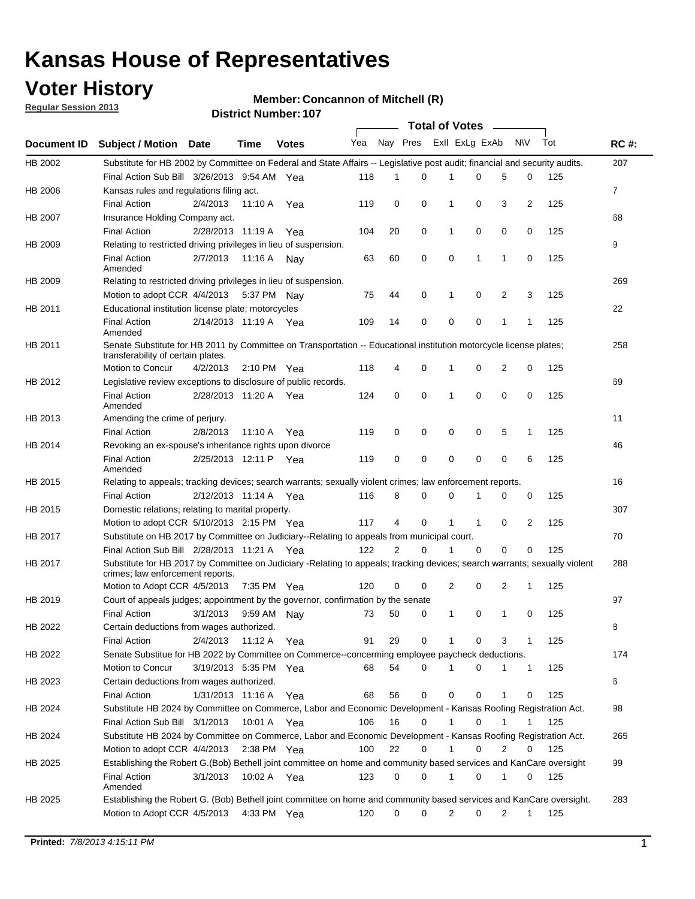# Kansas House of Representatives

## Voter History

**Regular Session 2013**

**Member: Concannon of Mitchell (R)**

**District Number: 107**

| Document ID | Subject / Motion | Date | Time | Votes | Yea | Nay | Pres | ExII | ExLg | ExAb | N\V | Tot | RC #: |
|---|---|---|---|---|---|---|---|---|---|---|---|---|---|
| HB 2002 | Substitute for HB 2002 by Committee on Federal and State Affairs -- Legislative post audit; financial and security audits. | | | | | | | | | | | | 207 |
| | Final Action Sub Bill | 3/26/2013 | 9:54 AM | Yea | 118 | 1 | 0 | 1 | 0 | 5 | 0 | 125 | |
| HB 2006 | Kansas rules and regulations filing act. | | | | | | | | | | | | 7 |
| | Final Action | 2/4/2013 | 11:10 A | Yea | 119 | 0 | 0 | 1 | 0 | 3 | 2 | 125 | |
| HB 2007 | Insurance Holding Company act. | | | | | | | | | | | | 68 |
| | Final Action | 2/28/2013 | 11:19 A | Yea | 104 | 20 | 0 | 1 | 0 | 0 | 0 | 125 | |
| HB 2009 | Relating to restricted driving privileges in lieu of suspension. | | | | | | | | | | | | 9 |
| | Final Action Amended | 2/7/2013 | 11:16 A | Nay | 63 | 60 | 0 | 0 | 1 | 1 | 0 | 125 | |
| HB 2009 | Relating to restricted driving privileges in lieu of suspension. | | | | | | | | | | | | 269 |
| | Motion to adopt CCR | 4/4/2013 | 5:37 PM | Nay | 75 | 44 | 0 | 1 | 0 | 2 | 3 | 125 | |
| HB 2011 | Educational institution license plate; motorcycles | | | | | | | | | | | | 22 |
| | Final Action Amended | 2/14/2013 | 11:19 A | Yea | 109 | 14 | 0 | 0 | 0 | 1 | 1 | 125 | |
| HB 2011 | Senate Substitute for HB 2011 by Committee on Transportation -- Educational institution motorcycle license plates; transferability of certain plates. | | | | | | | | | | | | 258 |
| | Motion to Concur | 4/2/2013 | 2:10 PM | Yea | 118 | 4 | 0 | 1 | 0 | 2 | 0 | 125 | |
| HB 2012 | Legislative review exceptions to disclosure of public records. | | | | | | | | | | | | 69 |
| | Final Action Amended | 2/28/2013 | 11:20 A | Yea | 124 | 0 | 0 | 1 | 0 | 0 | 0 | 125 | |
| HB 2013 | Amending the crime of perjury. | | | | | | | | | | | | 11 |
| | Final Action | 2/8/2013 | 11:10 A | Yea | 119 | 0 | 0 | 0 | 0 | 5 | 1 | 125 | |
| HB 2014 | Revoking an ex-spouse's inheritance rights upon divorce | | | | | | | | | | | | 46 |
| | Final Action Amended | 2/25/2013 | 12:11 P | Yea | 119 | 0 | 0 | 0 | 0 | 0 | 6 | 125 | |
| HB 2015 | Relating to appeals; tracking devices; search warrants; sexually violent crimes; law enforcement reports. | | | | | | | | | | | | 16 |
| | Final Action | 2/12/2013 | 11:14 A | Yea | 116 | 8 | 0 | 0 | 1 | 0 | 0 | 125 | |
| HB 2015 | Domestic relations; relating to marital property. | | | | | | | | | | | | 307 |
| | Motion to adopt CCR | 5/10/2013 | 2:15 PM | Yea | 117 | 4 | 0 | 1 | 1 | 0 | 2 | 125 | |
| HB 2017 | Substitute on HB 2017 by Committee on Judiciary--Relating to appeals from municipal court. | | | | | | | | | | | | 70 |
| | Final Action Sub Bill | 2/28/2013 | 11:21 A | Yea | 122 | 2 | 0 | 1 | 0 | 0 | 0 | 125 | |
| HB 2017 | Substitute for HB 2017 by Committee on Judiciary -Relating to appeals; tracking devices; search warrants; sexually violent crimes; law enforcement reports. | | | | | | | | | | | | 288 |
| | Motion to Adopt CCR | 4/5/2013 | 7:35 PM | Yea | 120 | 0 | 0 | 2 | 0 | 2 | 1 | 125 | |
| HB 2019 | Court of appeals judges; appointment by the governor, confirmation by the senate | | | | | | | | | | | | 97 |
| | Final Action | 3/1/2013 | 9:59 AM | Nay | 73 | 50 | 0 | 1 | 0 | 1 | 0 | 125 | |
| HB 2022 | Certain deductions from wages authorized. | | | | | | | | | | | | 8 |
| | Final Action | 2/4/2013 | 11:12 A | Yea | 91 | 29 | 0 | 1 | 0 | 3 | 1 | 125 | |
| HB 2022 | Senate Substitue for HB 2022 by Committee on Commerce--concerning employee paycheck deductions. | | | | | | | | | | | | 174 |
| | Motion to Concur | 3/19/2013 | 5:35 PM | Yea | 68 | 54 | 0 | 1 | 0 | 1 | 1 | 125 | |
| HB 2023 | Certain deductions from wages authorized. | | | | | | | | | | | | 6 |
| | Final Action | 1/31/2013 | 11:16 A | Yea | 68 | 56 | 0 | 0 | 0 | 1 | 0 | 125 | |
| HB 2024 | Substitute HB 2024 by Committee on Commerce, Labor and Economic Development - Kansas Roofing Registration Act. | | | | | | | | | | | | 98 |
| | Final Action Sub Bill | 3/1/2013 | 10:01 A | Yea | 106 | 16 | 0 | 1 | 0 | 1 | 1 | 125 | |
| HB 2024 | Substitute HB 2024 by Committee on Commerce, Labor and Economic Development - Kansas Roofing Registration Act. | | | | | | | | | | | | 265 |
| | Motion to adopt CCR | 4/4/2013 | 2:38 PM | Yea | 100 | 22 | 0 | 1 | 0 | 2 | 0 | 125 | |
| HB 2025 | Establishing the Robert G.(Bob) Bethell joint committee on home and community based services and KanCare oversight | | | | | | | | | | | | 99 |
| | Final Action Amended | 3/1/2013 | 10:02 A | Yea | 123 | 0 | 0 | 1 | 0 | 1 | 0 | 125 | |
| HB 2025 | Establishing the Robert G. (Bob) Bethell joint committee on home and community based services and KanCare oversight. | | | | | | | | | | | | 283 |
| | Motion to Adopt CCR | 4/5/2013 | 4:33 PM | Yea | 120 | 0 | 0 | 2 | 0 | 2 | 1 | 125 | |

**Printed:** *7/8/2013 4:15:11 PM*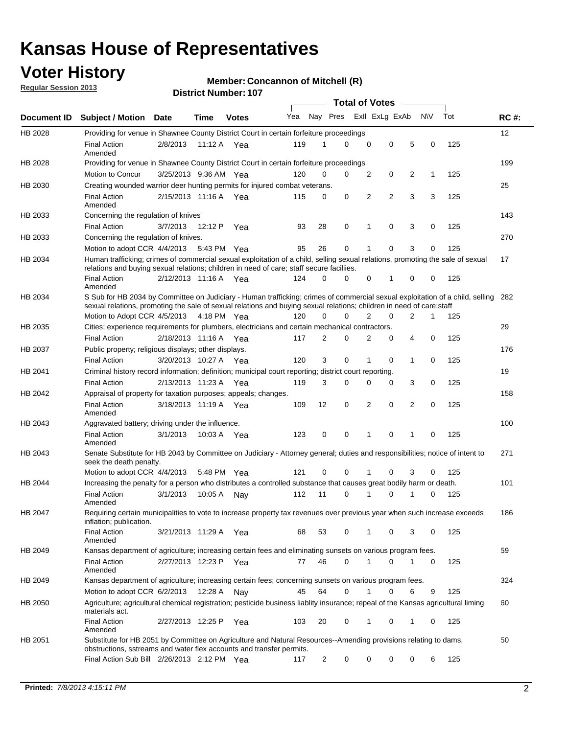# Kansas House of Representatives

## Voter History

**Regular Session 2013**

**Member: Concannon of Mitchell (R)**

**District Number: 107**

| Document ID | Subject / Motion | Date | Time | Votes | Yea | Nay | Pres | ExII | ExLg | ExAb | N\V | Tot | RC #: |
|---|---|---|---|---|---|---|---|---|---|---|---|---|---|
| HB 2028 | Providing for venue in Shawnee County District Court in certain forfeiture proceedings | | | | | | | | | | | | 12 |
| | Final Action Amended | 2/8/2013 | 11:12 A | Yea | 119 | 1 | 0 | 0 | 0 | 5 | 0 | 125 | |
| HB 2028 | Providing for venue in Shawnee County District Court in certain forfeiture proceedings | | | | | | | | | | | | 199 |
| | Motion to Concur | 3/25/2013 | 9:36 AM | Yea | 120 | 0 | 0 | 2 | 0 | 2 | 1 | 125 | |
| HB 2030 | Creating wounded warrior deer hunting permits for injured combat veterans. | | | | | | | | | | | | 25 |
| | Final Action Amended | 2/15/2013 | 11:16 A | Yea | 115 | 0 | 0 | 2 | 2 | 3 | 3 | 125 | |
| HB 2033 | Concerning the regulation of knives | | | | | | | | | | | | 143 |
| | Final Action | 3/7/2013 | 12:12 P | Yea | 93 | 28 | 0 | 1 | 0 | 3 | 0 | 125 | |
| HB 2033 | Concerning the regulation of knives. | | | | | | | | | | | | 270 |
| | Motion to adopt CCR | 4/4/2013 | 5:43 PM | Yea | 95 | 26 | 0 | 1 | 0 | 3 | 0 | 125 | |
| HB 2034 | Human trafficking; crimes of commercial sexual exploitation of a child, selling sexual relations, promoting the sale of sexual relations and buying sexual relations; children in need of care; staff secure faciliies. | | | | | | | | | | | | 17 |
| | Final Action Amended | 2/12/2013 | 11:16 A | Yea | 124 | 0 | 0 | 0 | 1 | 0 | 0 | 125 | |
| HB 2034 | S Sub for HB 2034 by Committee on Judiciary - Human trafficking; crimes of commercial sexual exploitation of a child, selling sexual relations, promoting the sale of sexual relations and buying sexual relations; children in need of care;staff | | | | | | | | | | | | 282 |
| | Motion to Adopt CCR | 4/5/2013 | 4:18 PM | Yea | 120 | 0 | 0 | 2 | 0 | 2 | 1 | 125 | |
| HB 2035 | Cities; experience requirements for plumbers, electricians and certain mechanical contractors. | | | | | | | | | | | | 29 |
| | Final Action | 2/18/2013 | 11:16 A | Yea | 117 | 2 | 0 | 2 | 0 | 4 | 0 | 125 | |
| HB 2037 | Public property; religious displays; other displays. | | | | | | | | | | | | 176 |
| | Final Action | 3/20/2013 | 10:27 A | Yea | 120 | 3 | 0 | 1 | 0 | 1 | 0 | 125 | |
| HB 2041 | Criminal history record information; definition; municipal court reporting; district court reporting. | | | | | | | | | | | | 19 |
| | Final Action | 2/13/2013 | 11:23 A | Yea | 119 | 3 | 0 | 0 | 0 | 3 | 0 | 125 | |
| HB 2042 | Appraisal of property for taxation purposes; appeals; changes. | | | | | | | | | | | | 158 |
| | Final Action Amended | 3/18/2013 | 11:19 A | Yea | 109 | 12 | 0 | 2 | 0 | 2 | 0 | 125 | |
| HB 2043 | Aggravated battery; driving under the influence. | | | | | | | | | | | | 100 |
| | Final Action Amended | 3/1/2013 | 10:03 A | Yea | 123 | 0 | 0 | 1 | 0 | 1 | 0 | 125 | |
| HB 2043 | Senate Substitute for HB 2043 by Committee on Judiciary - Attorney general; duties and responsibilities; notice of intent to seek the death penalty. | | | | | | | | | | | | 271 |
| | Motion to adopt CCR | 4/4/2013 | 5:48 PM | Yea | 121 | 0 | 0 | 1 | 0 | 3 | 0 | 125 | |
| HB 2044 | Increasing the penalty for a person who distributes a controlled substance that causes great bodily harm or death. | | | | | | | | | | | | 101 |
| | Final Action Amended | 3/1/2013 | 10:05 A | Nay | 112 | 11 | 0 | 1 | 0 | 1 | 0 | 125 | |
| HB 2047 | Requiring certain municipalities to vote to increase property tax revenues over previous year when such increase exceeds inflation; publication. | | | | | | | | | | | | 186 |
| | Final Action Amended | 3/21/2013 | 11:29 A | Yea | 68 | 53 | 0 | 1 | 0 | 3 | 0 | 125 | |
| HB 2049 | Kansas department of agriculture; increasing certain fees and eliminating sunsets on various program fees. | | | | | | | | | | | | 59 |
| | Final Action Amended | 2/27/2013 | 12:23 P | Yea | 77 | 46 | 0 | 1 | 0 | 1 | 0 | 125 | |
| HB 2049 | Kansas department of agriculture; increasing certain fees; concerning sunsets on various program fees. | | | | | | | | | | | | 324 |
| | Motion to adopt CCR | 6/2/2013 | 12:28 A | Nay | 45 | 64 | 0 | 1 | 0 | 6 | 9 | 125 | |
| HB 2050 | Agriculture; agricultural chemical registration; pesticide business liablity insurance; repeal of the Kansas agricultural liming materials act. | | | | | | | | | | | | 60 |
| | Final Action Amended | 2/27/2013 | 12:25 P | Yea | 103 | 20 | 0 | 1 | 0 | 1 | 0 | 125 | |
| HB 2051 | Substitute for HB 2051 by Committee on Agriculture and Natural Resources--Amending provisions relating to dams, obstructions, sstreams and water flex accounts and transfer permits. | | | | | | | | | | | | 50 |
| | Final Action Sub Bill | 2/26/2013 | 2:12 PM | Yea | 117 | 2 | 0 | 0 | 0 | 0 | 6 | 125 | |

**Printed:** *7/8/2013 4:15:11 PM*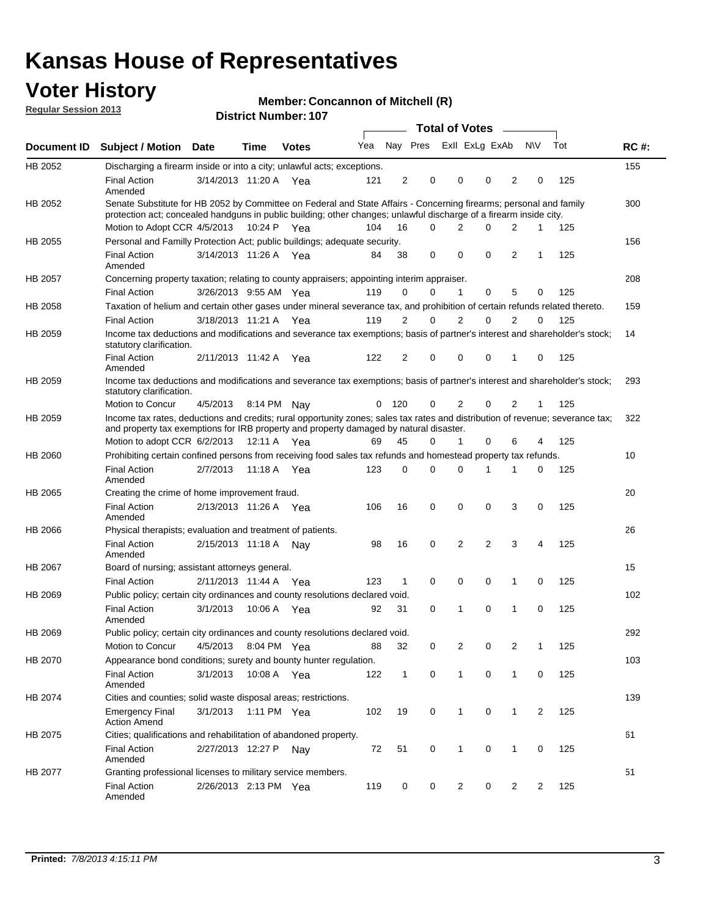# Kansas House of Representatives

## Voter History

**Regular Session 2013**

**Member: Concannon of Mitchell (R)**

**District Number: 107**

| Document ID | Subject / Motion | Date | Time | Votes | Yea | Nay | Pres | ExII | ExLg | ExAb | N\V | Tot | RC #: |
|---|---|---|---|---|---|---|---|---|---|---|---|---|---|
| HB 2052 | Discharging a firearm inside or into a city; unlawful acts; exceptions. | | | | | | | | | | | | 155 |
| | Final Action Amended | 3/14/2013 | 11:20 A | Yea | 121 | 2 | 0 | 0 | 0 | 2 | 0 | 125 | |
| HB 2052 | Senate Substitute for HB 2052 by Committee on Federal and State Affairs - Concerning firearms; personal and family protection act; concealed handguns in public building; other changes; unlawful discharge of a firearm inside city. | | | | | | | | | | | | 300 |
| | Motion to Adopt CCR | 4/5/2013 | 10:24 P | Yea | 104 | 16 | 0 | 2 | 0 | 2 | 1 | 125 | |
| HB 2055 | Personal and Familly Protection Act; public buildings; adequate security. | | | | | | | | | | | | 156 |
| | Final Action Amended | 3/14/2013 | 11:26 A | Yea | 84 | 38 | 0 | 0 | 0 | 2 | 1 | 125 | |
| HB 2057 | Concerning property taxation; relating to county appraisers; appointing interim appraiser. | | | | | | | | | | | | 208 |
| | Final Action | 3/26/2013 | 9:55 AM | Yea | 119 | 0 | 0 | 1 | 0 | 5 | 0 | 125 | |
| HB 2058 | Taxation of helium and certain other gases under mineral severance tax, and prohibition of certain refunds related thereto. | | | | | | | | | | | | 159 |
| | Final Action | 3/18/2013 | 11:21 A | Yea | 119 | 2 | 0 | 2 | 0 | 2 | 0 | 125 | |
| HB 2059 | Income tax deductions and modifications and severance tax exemptions; basis of partner's interest and shareholder's stock; statutory clarification. | | | | | | | | | | | | 14 |
| | Final Action Amended | 2/11/2013 | 11:42 A | Yea | 122 | 2 | 0 | 0 | 0 | 1 | 0 | 125 | |
| HB 2059 | Income tax deductions and modifications and severance tax exemptions; basis of partner's interest and shareholder's stock; statutory clarification. | | | | | | | | | | | | 293 |
| | Motion to Concur | 4/5/2013 | 8:14 PM | Nay | 0 | 120 | 0 | 2 | 0 | 2 | 1 | 125 | |
| HB 2059 | Income tax rates, deductions and credits; rural opportunity zones; sales tax rates and distribution of revenue; severance tax; and property tax exemptions for IRB property and property damaged by natural disaster. | | | | | | | | | | | | 322 |
| | Motion to adopt CCR | 6/2/2013 | 12:11 A | Yea | 69 | 45 | 0 | 1 | 0 | 6 | 4 | 125 | |
| HB 2060 | Prohibiting certain confined persons from receiving food sales tax refunds and homestead property tax refunds. | | | | | | | | | | | | 10 |
| | Final Action Amended | 2/7/2013 | 11:18 A | Yea | 123 | 0 | 0 | 0 | 1 | 1 | 0 | 125 | |
| HB 2065 | Creating the crime of home improvement fraud. | | | | | | | | | | | | 20 |
| | Final Action Amended | 2/13/2013 | 11:26 A | Yea | 106 | 16 | 0 | 0 | 0 | 3 | 0 | 125 | |
| HB 2066 | Physical therapists; evaluation and treatment of patients. | | | | | | | | | | | | 26 |
| | Final Action Amended | 2/15/2013 | 11:18 A | Nay | 98 | 16 | 0 | 2 | 2 | 3 | 4 | 125 | |
| HB 2067 | Board of nursing; assistant attorneys general. | | | | | | | | | | | | 15 |
| | Final Action | 2/11/2013 | 11:44 A | Yea | 123 | 1 | 0 | 0 | 0 | 1 | 0 | 125 | |
| HB 2069 | Public policy; certain city ordinances and county resolutions declared void. | | | | | | | | | | | | 102 |
| | Final Action Amended | 3/1/2013 | 10:06 A | Yea | 92 | 31 | 0 | 1 | 0 | 1 | 0 | 125 | |
| HB 2069 | Public policy; certain city ordinances and county resolutions declared void. | | | | | | | | | | | | 292 |
| | Motion to Concur | 4/5/2013 | 8:04 PM | Yea | 88 | 32 | 0 | 2 | 0 | 2 | 1 | 125 | |
| HB 2070 | Appearance bond conditions; surety and bounty hunter regulation. | | | | | | | | | | | | 103 |
| | Final Action Amended | 3/1/2013 | 10:08 A | Yea | 122 | 1 | 0 | 1 | 0 | 1 | 0 | 125 | |
| HB 2074 | Cities and counties; solid waste disposal areas; restrictions. | | | | | | | | | | | | 139 |
| | Emergency Final Action Amend | 3/1/2013 | 1:11 PM | Yea | 102 | 19 | 0 | 1 | 0 | 1 | 2 | 125 | |
| HB 2075 | Cities; qualifications and rehabilitation of abandoned property. | | | | | | | | | | | | 61 |
| | Final Action Amended | 2/27/2013 | 12:27 P | Nay | 72 | 51 | 0 | 1 | 0 | 1 | 0 | 125 | |
| HB 2077 | Granting professional licenses to military service members. | | | | | | | | | | | | 51 |
| | Final Action Amended | 2/26/2013 | 2:13 PM | Yea | 119 | 0 | 0 | 2 | 0 | 2 | 2 | 125 | |

**Printed:** *7/8/2013 4:15:11 PM*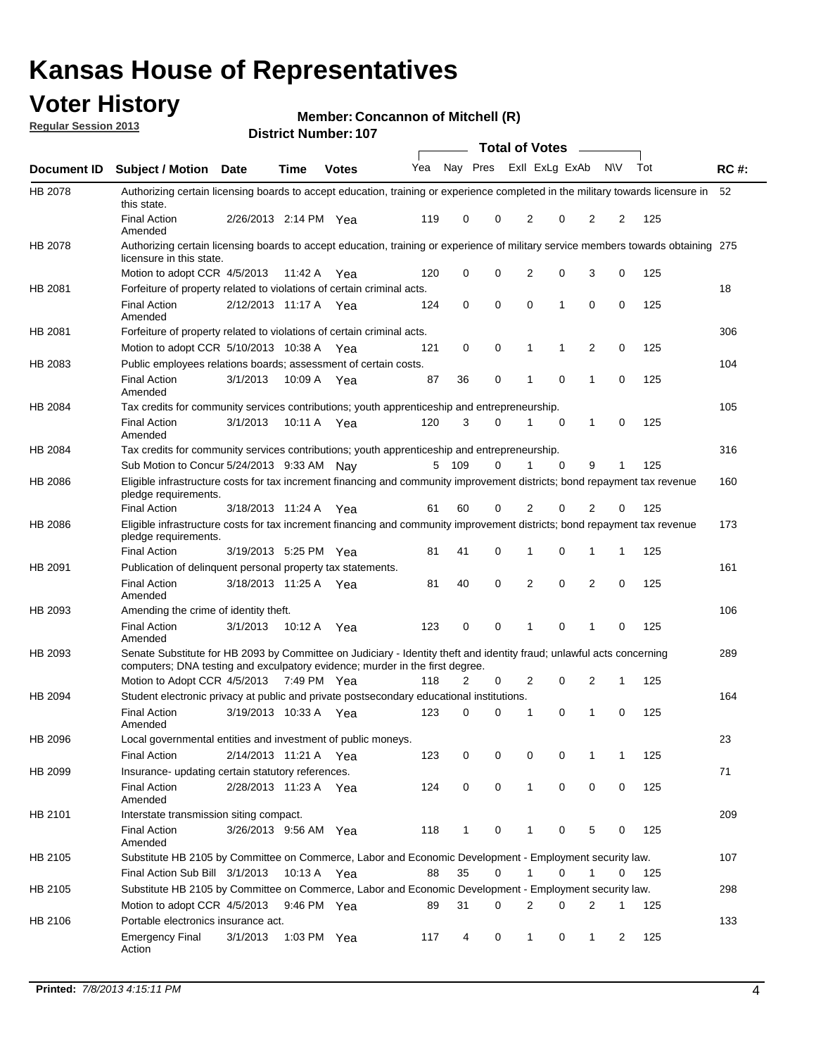# Kansas House of Representatives

## Voter History

**Regular Session 2013**

**Member: Concannon of Mitchell (R)**

**District Number: 107**

| Document ID | Subject / Motion | Date | Time | Votes | Yea | Nay | Pres | ExII | ExLg | ExAb | N\V | Tot | RC #: |
|---|---|---|---|---|---|---|---|---|---|---|---|---|---|
| HB 2078 | Authorizing certain licensing boards to accept education, training or experience completed in the military towards licensure in this state. | | | | | | | | | | | | 52 |
| | Final Action Amended | 2/26/2013 | 2:14 PM | Yea | 119 | 0 | 0 | 2 | 0 | 2 | 2 | 125 | |
| HB 2078 | Authorizing certain licensing boards to accept education, training or experience of military service members towards obtaining licensure in this state. | | | | | | | | | | | | 275 |
| | Motion to adopt CCR | 4/5/2013 | 11:42 A | Yea | 120 | 0 | 0 | 2 | 0 | 3 | 0 | 125 | |
| HB 2081 | Forfeiture of property related to violations of certain criminal acts. | | | | | | | | | | | | 18 |
| | Final Action Amended | 2/12/2013 | 11:17 A | Yea | 124 | 0 | 0 | 0 | 1 | 0 | 0 | 125 | |
| HB 2081 | Forfeiture of property related to violations of certain criminal acts. | | | | | | | | | | | | 306 |
| | Motion to adopt CCR | 5/10/2013 | 10:38 A | Yea | 121 | 0 | 0 | 1 | 1 | 2 | 0 | 125 | |
| HB 2083 | Public employees relations boards; assessment of certain costs. | | | | | | | | | | | | 104 |
| | Final Action Amended | 3/1/2013 | 10:09 A | Yea | 87 | 36 | 0 | 1 | 0 | 1 | 0 | 125 | |
| HB 2084 | Tax credits for community services contributions; youth apprenticeship and entrepreneurship. | | | | | | | | | | | | 105 |
| | Final Action Amended | 3/1/2013 | 10:11 A | Yea | 120 | 3 | 0 | 1 | 0 | 1 | 0 | 125 | |
| HB 2084 | Tax credits for community services contributions; youth apprenticeship and entrepreneurship. | | | | | | | | | | | | 316 |
| | Sub Motion to Concur | 5/24/2013 | 9:33 AM | Nay | 5 | 109 | 0 | 1 | 0 | 9 | 1 | 125 | |
| HB 2086 | Eligible infrastructure costs for tax increment financing and community improvement districts; bond repayment tax revenue pledge requirements. | | | | | | | | | | | | 160 |
| | Final Action | 3/18/2013 | 11:24 A | Yea | 61 | 60 | 0 | 2 | 0 | 2 | 0 | 125 | |
| HB 2086 | Eligible infrastructure costs for tax increment financing and community improvement districts; bond repayment tax revenue pledge requirements. | | | | | | | | | | | | 173 |
| | Final Action | 3/19/2013 | 5:25 PM | Yea | 81 | 41 | 0 | 1 | 0 | 1 | 1 | 125 | |
| HB 2091 | Publication of delinquent personal property tax statements. | | | | | | | | | | | | 161 |
| | Final Action Amended | 3/18/2013 | 11:25 A | Yea | 81 | 40 | 0 | 2 | 0 | 2 | 0 | 125 | |
| HB 2093 | Amending the crime of identity theft. | | | | | | | | | | | | 106 |
| | Final Action Amended | 3/1/2013 | 10:12 A | Yea | 123 | 0 | 0 | 1 | 0 | 1 | 0 | 125 | |
| HB 2093 | Senate Substitute for HB 2093 by Committee on Judiciary - Identity theft and identity fraud; unlawful acts concerning computers; DNA testing and exculpatory evidence; murder in the first degree. | | | | | | | | | | | | 289 |
| | Motion to Adopt CCR | 4/5/2013 | 7:49 PM | Yea | 118 | 2 | 0 | 2 | 0 | 2 | 1 | 125 | |
| HB 2094 | Student electronic privacy at public and private postsecondary educational institutions. | | | | | | | | | | | | 164 |
| | Final Action Amended | 3/19/2013 | 10:33 A | Yea | 123 | 0 | 0 | 1 | 0 | 1 | 0 | 125 | |
| HB 2096 | Local governmental entities and investment of public moneys. | | | | | | | | | | | | 23 |
| | Final Action | 2/14/2013 | 11:21 A | Yea | 123 | 0 | 0 | 0 | 0 | 1 | 1 | 125 | |
| HB 2099 | Insurance- updating certain statutory references. | | | | | | | | | | | | 71 |
| | Final Action Amended | 2/28/2013 | 11:23 A | Yea | 124 | 0 | 0 | 1 | 0 | 0 | 0 | 125 | |
| HB 2101 | Interstate transmission siting compact. | | | | | | | | | | | | 209 |
| | Final Action Amended | 3/26/2013 | 9:56 AM | Yea | 118 | 1 | 0 | 1 | 0 | 5 | 0 | 125 | |
| HB 2105 | Substitute HB 2105 by Committee on Commerce, Labor and Economic Development - Employment security law. | | | | | | | | | | | | 107 |
| | Final Action Sub Bill | 3/1/2013 | 10:13 A | Yea | 88 | 35 | 0 | 1 | 0 | 1 | 0 | 125 | |
| HB 2105 | Substitute HB 2105 by Committee on Commerce, Labor and Economic Development - Employment security law. | | | | | | | | | | | | 298 |
| | Motion to adopt CCR | 4/5/2013 | 9:46 PM | Yea | 89 | 31 | 0 | 2 | 0 | 2 | 1 | 125 | |
| HB 2106 | Portable electronics insurance act. | | | | | | | | | | | | 133 |
| | Emergency Final Action | 3/1/2013 | 1:03 PM | Yea | 117 | 4 | 0 | 1 | 0 | 1 | 2 | 125 | |

**Printed:** *7/8/2013 4:15:11 PM*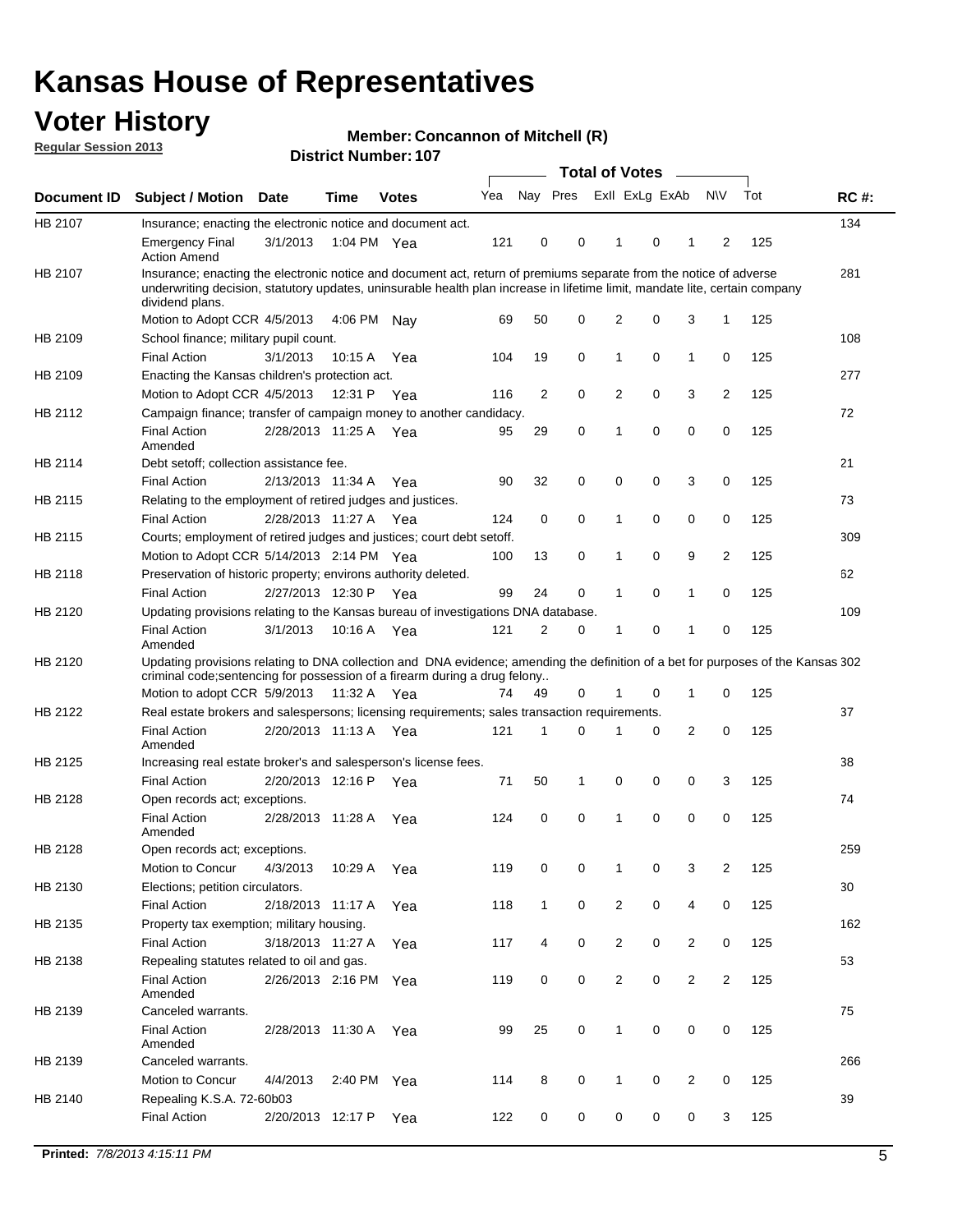# Kansas House of Representatives

## Voter History

**Regular Session 2013**

**Member: Concannon of Mitchell (R)**

**District Number: 107**

| Document ID | Subject / Motion | Date | Time | Votes | Yea | Nay | Pres | ExII | ExLg | ExAb | N\V | Tot | RC #: |
|---|---|---|---|---|---|---|---|---|---|---|---|---|---|
| HB 2107 | Insurance; enacting the electronic notice and document act. | | | | | | | | | | | | 134 |
| | Emergency Final Action Amend | 3/1/2013 | 1:04 PM | Yea | 121 | 0 | 0 | 1 | 0 | 1 | 2 | 125 | |
| HB 2107 | Insurance; enacting the electronic notice and document act, return of premiums separate from the notice of adverse underwriting decision, statutory updates, uninsurable health plan increase in lifetime limit, mandate lite, certain company dividend plans. | | | | | | | | | | | | 281 |
| | Motion to Adopt CCR | 4/5/2013 | 4:06 PM | Nay | 69 | 50 | 0 | 2 | 0 | 3 | 1 | 125 | |
| HB 2109 | School finance; military pupil count. | | | | | | | | | | | | 108 |
| | Final Action | 3/1/2013 | 10:15 A | Yea | 104 | 19 | 0 | 1 | 0 | 1 | 0 | 125 | |
| HB 2109 | Enacting the Kansas children's protection act. | | | | | | | | | | | | 277 |
| | Motion to Adopt CCR | 4/5/2013 | 12:31 P | Yea | 116 | 2 | 0 | 2 | 0 | 3 | 2 | 125 | |
| HB 2112 | Campaign finance; transfer of campaign money to another candidacy. | | | | | | | | | | | | 72 |
| | Final Action Amended | 2/28/2013 | 11:25 A | Yea | 95 | 29 | 0 | 1 | 0 | 0 | 0 | 125 | |
| HB 2114 | Debt setoff; collection assistance fee. | | | | | | | | | | | | 21 |
| | Final Action | 2/13/2013 | 11:34 A | Yea | 90 | 32 | 0 | 0 | 0 | 3 | 0 | 125 | |
| HB 2115 | Relating to the employment of retired judges and justices. | | | | | | | | | | | | 73 |
| | Final Action | 2/28/2013 | 11:27 A | Yea | 124 | 0 | 0 | 1 | 0 | 0 | 0 | 125 | |
| HB 2115 | Courts; employment of retired judges and justices; court debt setoff. | | | | | | | | | | | | 309 |
| | Motion to Adopt CCR | 5/14/2013 | 2:14 PM | Yea | 100 | 13 | 0 | 1 | 0 | 9 | 2 | 125 | |
| HB 2118 | Preservation of historic property; environs authority deleted. | | | | | | | | | | | | 62 |
| | Final Action | 2/27/2013 | 12:30 P | Yea | 99 | 24 | 0 | 1 | 0 | 1 | 0 | 125 | |
| HB 2120 | Updating provisions relating to the Kansas bureau of investigations DNA database. | | | | | | | | | | | | 109 |
| | Final Action Amended | 3/1/2013 | 10:16 A | Yea | 121 | 2 | 0 | 1 | 0 | 1 | 0 | 125 | |
| HB 2120 | Updating provisions relating to DNA collection and DNA evidence; amending the definition of a bet for purposes of the Kansas criminal code;sentencing for possession of a firearm during a drug felony.. | | | | | | | | | | | | 302 |
| | Motion to adopt CCR | 5/9/2013 | 11:32 A | Yea | 74 | 49 | 0 | 1 | 0 | 1 | 0 | 125 | |
| HB 2122 | Real estate brokers and salespersons; licensing requirements; sales transaction requirements. | | | | | | | | | | | | 37 |
| | Final Action Amended | 2/20/2013 | 11:13 A | Yea | 121 | 1 | 0 | 1 | 0 | 2 | 0 | 125 | |
| HB 2125 | Increasing real estate broker's and salesperson's license fees. | | | | | | | | | | | | 38 |
| | Final Action | 2/20/2013 | 12:16 P | Yea | 71 | 50 | 1 | 0 | 0 | 0 | 3 | 125 | |
| HB 2128 | Open records act; exceptions. | | | | | | | | | | | | 74 |
| | Final Action Amended | 2/28/2013 | 11:28 A | Yea | 124 | 0 | 0 | 1 | 0 | 0 | 0 | 125 | |
| HB 2128 | Open records act; exceptions. | | | | | | | | | | | | 259 |
| | Motion to Concur | 4/3/2013 | 10:29 A | Yea | 119 | 0 | 0 | 1 | 0 | 3 | 2 | 125 | |
| HB 2130 | Elections; petition circulators. | | | | | | | | | | | | 30 |
| | Final Action | 2/18/2013 | 11:17 A | Yea | 118 | 1 | 0 | 2 | 0 | 4 | 0 | 125 | |
| HB 2135 | Property tax exemption; military housing. | | | | | | | | | | | | 162 |
| | Final Action | 3/18/2013 | 11:27 A | Yea | 117 | 4 | 0 | 2 | 0 | 2 | 0 | 125 | |
| HB 2138 | Repealing statutes related to oil and gas. | | | | | | | | | | | | 53 |
| | Final Action Amended | 2/26/2013 | 2:16 PM | Yea | 119 | 0 | 0 | 2 | 0 | 2 | 2 | 125 | |
| HB 2139 | Canceled warrants. | | | | | | | | | | | | 75 |
| | Final Action Amended | 2/28/2013 | 11:30 A | Yea | 99 | 25 | 0 | 1 | 0 | 0 | 0 | 125 | |
| HB 2139 | Canceled warrants. | | | | | | | | | | | | 266 |
| | Motion to Concur | 4/4/2013 | 2:40 PM | Yea | 114 | 8 | 0 | 1 | 0 | 2 | 0 | 125 | |
| HB 2140 | Repealing K.S.A. 72-60b03 | | | | | | | | | | | | 39 |
| | Final Action | 2/20/2013 | 12:17 P | Yea | 122 | 0 | 0 | 0 | 0 | 0 | 3 | 125 | |

**Printed:** *7/8/2013 4:15:11 PM*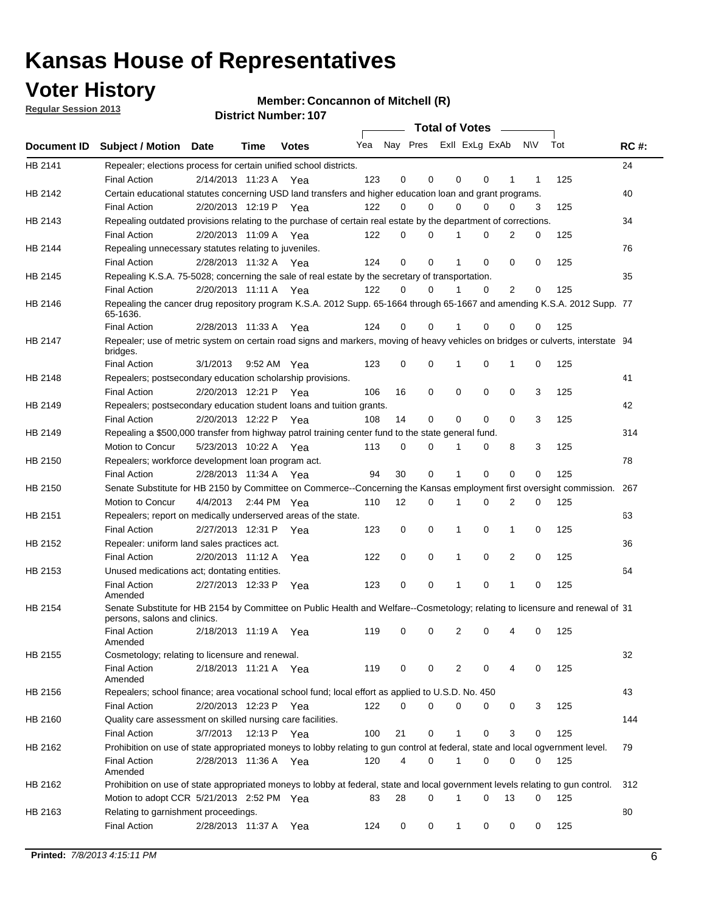# Kansas House of Representatives

## Voter History

**Regular Session 2013**

**Member: Concannon of Mitchell (R)**

**District Number: 107**

| Document ID | Subject / Motion | Date | Time | Votes | Yea | Nay | Pres | ExII | ExLg | ExAb | N\V | Tot | RC #: |
|---|---|---|---|---|---|---|---|---|---|---|---|---|---|
| HB 2141 | Repealer; elections process for certain unified school districts. | | | | | | | | | | | | 24 |
| | Final Action | 2/14/2013 | 11:23 A | Yea | 123 | 0 | 0 | 0 | 0 | 1 | 1 | 125 | |
| HB 2142 | Certain educational statutes concerning USD land transfers and higher education loan and grant programs. | | | | | | | | | | | | 40 |
| | Final Action | 2/20/2013 | 12:19 P | Yea | 122 | 0 | 0 | 0 | 0 | 0 | 3 | 125 | |
| HB 2143 | Repealing outdated provisions relating to the purchase of certain real estate by the department of corrections. | | | | | | | | | | | | 34 |
| | Final Action | 2/20/2013 | 11:09 A | Yea | 122 | 0 | 0 | 1 | 0 | 2 | 0 | 125 | |
| HB 2144 | Repealing unnecessary statutes relating to juveniles. | | | | | | | | | | | | 76 |
| | Final Action | 2/28/2013 | 11:32 A | Yea | 124 | 0 | 0 | 1 | 0 | 0 | 0 | 125 | |
| HB 2145 | Repealing K.S.A. 75-5028; concerning the sale of real estate by the secretary of transportation. | | | | | | | | | | | | 35 |
| | Final Action | 2/20/2013 | 11:11 A | Yea | 122 | 0 | 0 | 1 | 0 | 2 | 0 | 125 | |
| HB 2146 | Repealing the cancer drug repository program K.S.A. 2012 Supp. 65-1664 through 65-1667 and amending K.S.A. 2012 Supp. 65-1636. | | | | | | | | | | | | 77 |
| | Final Action | 2/28/2013 | 11:33 A | Yea | 124 | 0 | 0 | 1 | 0 | 0 | 0 | 125 | |
| HB 2147 | Repealer; use of metric system on certain road signs and markers, moving of heavy vehicles on bridges or culverts, interstate bridges. | | | | | | | | | | | | 94 |
| | Final Action | 3/1/2013 | 9:52 AM | Yea | 123 | 0 | 0 | 1 | 0 | 1 | 0 | 125 | |
| HB 2148 | Repealers; postsecondary education scholarship provisions. | | | | | | | | | | | | 41 |
| | Final Action | 2/20/2013 | 12:21 P | Yea | 106 | 16 | 0 | 0 | 0 | 0 | 3 | 125 | |
| HB 2149 | Repealers; postsecondary education student loans and tuition grants. | | | | | | | | | | | | 42 |
| | Final Action | 2/20/2013 | 12:22 P | Yea | 108 | 14 | 0 | 0 | 0 | 0 | 3 | 125 | |
| HB 2149 | Repealing a $500,000 transfer from highway patrol training center fund to the state general fund. | | | | | | | | | | | | 314 |
| | Motion to Concur | 5/23/2013 | 10:22 A | Yea | 113 | 0 | 0 | 1 | 0 | 8 | 3 | 125 | |
| HB 2150 | Repealers; workforce development loan program act. | | | | | | | | | | | | 78 |
| | Final Action | 2/28/2013 | 11:34 A | Yea | 94 | 30 | 0 | 1 | 0 | 0 | 0 | 125 | |
| HB 2150 | Senate Substitute for HB 2150 by Committee on Commerce--Concerning the Kansas employment first oversight commission. | | | | | | | | | | | | 267 |
| | Motion to Concur | 4/4/2013 | 2:44 PM | Yea | 110 | 12 | 0 | 1 | 0 | 2 | 0 | 125 | |
| HB 2151 | Repealers; report on medically underserved areas of the state. | | | | | | | | | | | | 63 |
| | Final Action | 2/27/2013 | 12:31 P | Yea | 123 | 0 | 0 | 1 | 0 | 1 | 0 | 125 | |
| HB 2152 | Repealer: uniform land sales practices act. | | | | | | | | | | | | 36 |
| | Final Action | 2/20/2013 | 11:12 A | Yea | 122 | 0 | 0 | 1 | 0 | 2 | 0 | 125 | |
| HB 2153 | Unused medications act; dontating entities. | | | | | | | | | | | | 64 |
| | Final Action Amended | 2/27/2013 | 12:33 P | Yea | 123 | 0 | 0 | 1 | 0 | 1 | 0 | 125 | |
| HB 2154 | Senate Substitute for HB 2154 by Committee on Public Health and Welfare--Cosmetology; relating to licensure and renewal of persons, salons and clinics. | | | | | | | | | | | | 31 |
| | Final Action Amended | 2/18/2013 | 11:19 A | Yea | 119 | 0 | 0 | 2 | 0 | 4 | 0 | 125 | |
| HB 2155 | Cosmetology; relating to licensure and renewal. | | | | | | | | | | | | 32 |
| | Final Action Amended | 2/18/2013 | 11:21 A | Yea | 119 | 0 | 0 | 2 | 0 | 4 | 0 | 125 | |
| HB 2156 | Repealers; school finance; area vocational school fund; local effort as applied to U.S.D. No. 450 | | | | | | | | | | | | 43 |
| | Final Action | 2/20/2013 | 12:23 P | Yea | 122 | 0 | 0 | 0 | 0 | 0 | 3 | 125 | |
| HB 2160 | Quality care assessment on skilled nursing care facilities. | | | | | | | | | | | | 144 |
| | Final Action | 3/7/2013 | 12:13 P | Yea | 100 | 21 | 0 | 1 | 0 | 3 | 0 | 125 | |
| HB 2162 | Prohibition on use of state appropriated moneys to lobby relating to gun control at federal, state and local ogvernment level. | | | | | | | | | | | | 79 |
| | Final Action Amended | 2/28/2013 | 11:36 A | Yea | 120 | 4 | 0 | 1 | 0 | 0 | 0 | 125 | |
| HB 2162 | Prohibition on use of state appropriated moneys to lobby at federal, state and local government levels relating to gun control. | | | | | | | | | | | | 312 |
| | Motion to adopt CCR | 5/21/2013 | 2:52 PM | Yea | 83 | 28 | 0 | 1 | 0 | 13 | 0 | 125 | |
| HB 2163 | Relating to garnishment proceedings. | | | | | | | | | | | | 80 |
| | Final Action | 2/28/2013 | 11:37 A | Yea | 124 | 0 | 0 | 1 | 0 | 0 | 0 | 125 | |

**Printed:** *7/8/2013 4:15:11 PM*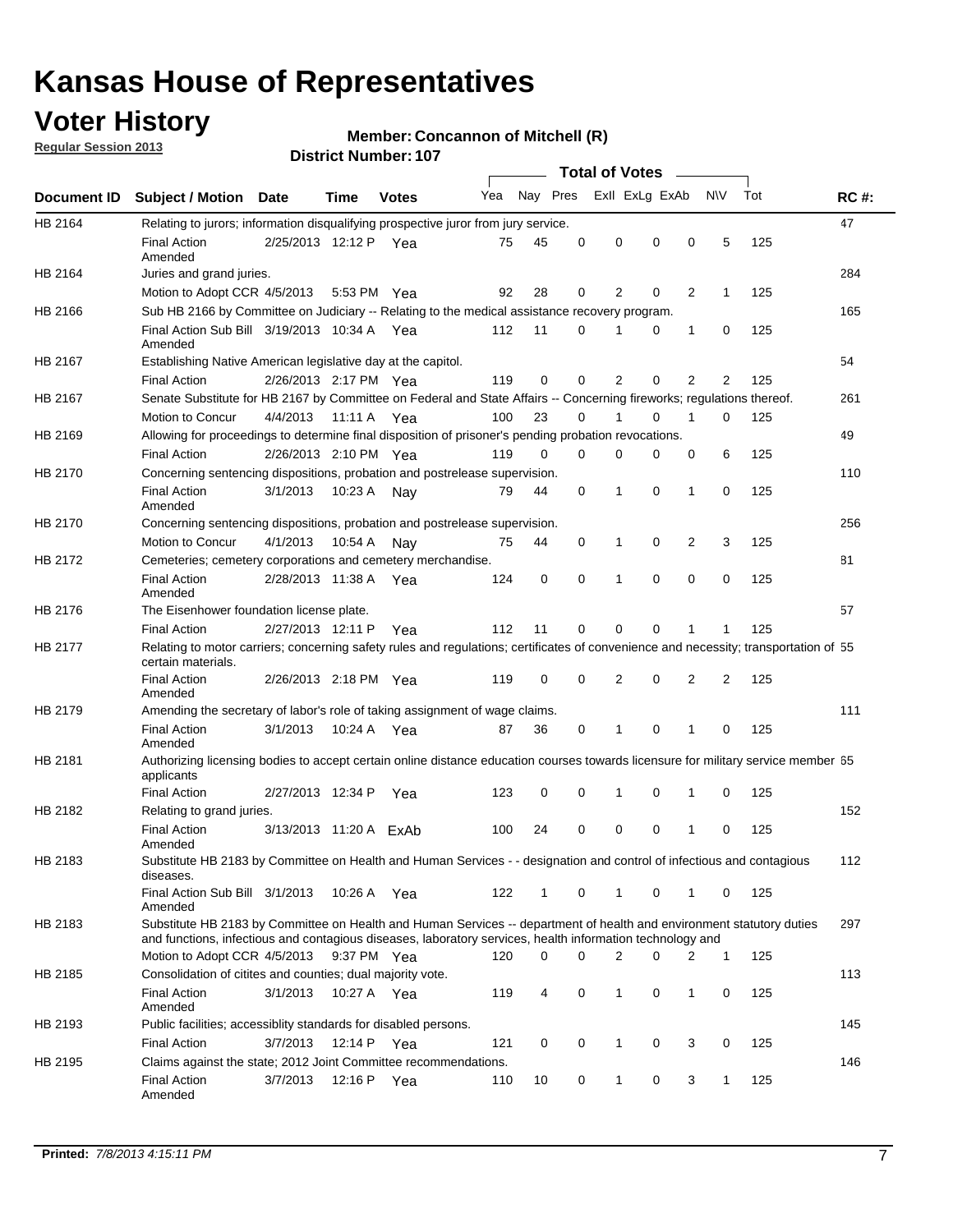# Kansas House of Representatives

## Voter History

**Regular Session 2013**

**Member: Concannon of Mitchell (R)**

**District Number: 107**

| Document ID | Subject / Motion | Date | Time | Votes | Yea | Nay | Pres | ExII | ExLg | ExAb | N\V | Tot | RC #: |
|---|---|---|---|---|---|---|---|---|---|---|---|---|---|
| HB 2164 | Relating to jurors; information disqualifying prospective juror from jury service. | | | | | | | | | | | | 47 |
| | Final Action Amended | 2/25/2013 | 12:12 P | Yea | 75 | 45 | 0 | 0 | 0 | 0 | 5 | 125 | |
| HB 2164 | Juries and grand juries. | | | | | | | | | | | | 284 |
| | Motion to Adopt CCR | 4/5/2013 | 5:53 PM | Yea | 92 | 28 | 0 | 2 | 0 | 2 | 1 | 125 | |
| HB 2166 | Sub HB 2166 by Committee on Judiciary -- Relating to the medical assistance recovery program. | | | | | | | | | | | | 165 |
| | Final Action Sub Bill Amended | 3/19/2013 | 10:34 A | Yea | 112 | 11 | 0 | 1 | 0 | 1 | 0 | 125 | |
| HB 2167 | Establishing Native American legislative day at the capitol. | | | | | | | | | | | | 54 |
| | Final Action | 2/26/2013 | 2:17 PM | Yea | 119 | 0 | 0 | 2 | 0 | 2 | 2 | 125 | |
| HB 2167 | Senate Substitute for HB 2167 by Committee on Federal and State Affairs -- Concerning fireworks; regulations thereof. | | | | | | | | | | | | 261 |
| | Motion to Concur | 4/4/2013 | 11:11 A | Yea | 100 | 23 | 0 | 1 | 0 | 1 | 0 | 125 | |
| HB 2169 | Allowing for proceedings to determine final disposition of prisoner's pending probation revocations. | | | | | | | | | | | | 49 |
| | Final Action | 2/26/2013 | 2:10 PM | Yea | 119 | 0 | 0 | 0 | 0 | 0 | 6 | 125 | |
| HB 2170 | Concerning sentencing dispositions, probation and postrelease supervision. | | | | | | | | | | | | 110 |
| | Final Action Amended | 3/1/2013 | 10:23 A | Nay | 79 | 44 | 0 | 1 | 0 | 1 | 0 | 125 | |
| HB 2170 | Concerning sentencing dispositions, probation and postrelease supervision. | | | | | | | | | | | | 256 |
| | Motion to Concur | 4/1/2013 | 10:54 A | Nay | 75 | 44 | 0 | 1 | 0 | 2 | 3 | 125 | |
| HB 2172 | Cemeteries; cemetery corporations and cemetery merchandise. | | | | | | | | | | | | 81 |
| | Final Action Amended | 2/28/2013 | 11:38 A | Yea | 124 | 0 | 0 | 1 | 0 | 0 | 0 | 125 | |
| HB 2176 | The Eisenhower foundation license plate. | | | | | | | | | | | | 57 |
| | Final Action | 2/27/2013 | 12:11 P | Yea | 112 | 11 | 0 | 0 | 0 | 1 | 1 | 125 | |
| HB 2177 | Relating to motor carriers; concerning safety rules and regulations; certificates of convenience and necessity; transportation of certain materials. | | | | | | | | | | | | 55 |
| | Final Action Amended | 2/26/2013 | 2:18 PM | Yea | 119 | 0 | 0 | 2 | 0 | 2 | 2 | 125 | |
| HB 2179 | Amending the secretary of labor's role of taking assignment of wage claims. | | | | | | | | | | | | 111 |
| | Final Action Amended | 3/1/2013 | 10:24 A | Yea | 87 | 36 | 0 | 1 | 0 | 1 | 0 | 125 | |
| HB 2181 | Authorizing licensing bodies to accept certain online distance education courses towards licensure for military service member applicants | | | | | | | | | | | | 65 |
| | Final Action | 2/27/2013 | 12:34 P | Yea | 123 | 0 | 0 | 1 | 0 | 1 | 0 | 125 | |
| HB 2182 | Relating to grand juries. | | | | | | | | | | | | 152 |
| | Final Action Amended | 3/13/2013 | 11:20 A | ExAb | 100 | 24 | 0 | 0 | 0 | 1 | 0 | 125 | |
| HB 2183 | Substitute HB 2183 by Committee on Health and Human Services - - designation and control of infectious and contagious diseases. | | | | | | | | | | | | 112 |
| | Final Action Sub Bill Amended | 3/1/2013 | 10:26 A | Yea | 122 | 1 | 0 | 1 | 0 | 1 | 0 | 125 | |
| HB 2183 | Substitute HB 2183 by Committee on Health and Human Services -- department of health and environment statutory duties and functions, infectious and contagious diseases, laboratory services, health information technology and | | | | | | | | | | | | 297 |
| | Motion to Adopt CCR | 4/5/2013 | 9:37 PM | Yea | 120 | 0 | 0 | 2 | 0 | 2 | 1 | 125 | |
| HB 2185 | Consolidation of citites and counties; dual majority vote. | | | | | | | | | | | | 113 |
| | Final Action Amended | 3/1/2013 | 10:27 A | Yea | 119 | 4 | 0 | 1 | 0 | 1 | 0 | 125 | |
| HB 2193 | Public facilities; accessiblity standards for disabled persons. | | | | | | | | | | | | 145 |
| | Final Action | 3/7/2013 | 12:14 P | Yea | 121 | 0 | 0 | 1 | 0 | 3 | 0 | 125 | |
| HB 2195 | Claims against the state; 2012 Joint Committee recommendations. | | | | | | | | | | | | 146 |
| | Final Action Amended | 3/7/2013 | 12:16 P | Yea | 110 | 10 | 0 | 1 | 0 | 3 | 1 | 125 | |

**Printed:** *7/8/2013 4:15:11 PM*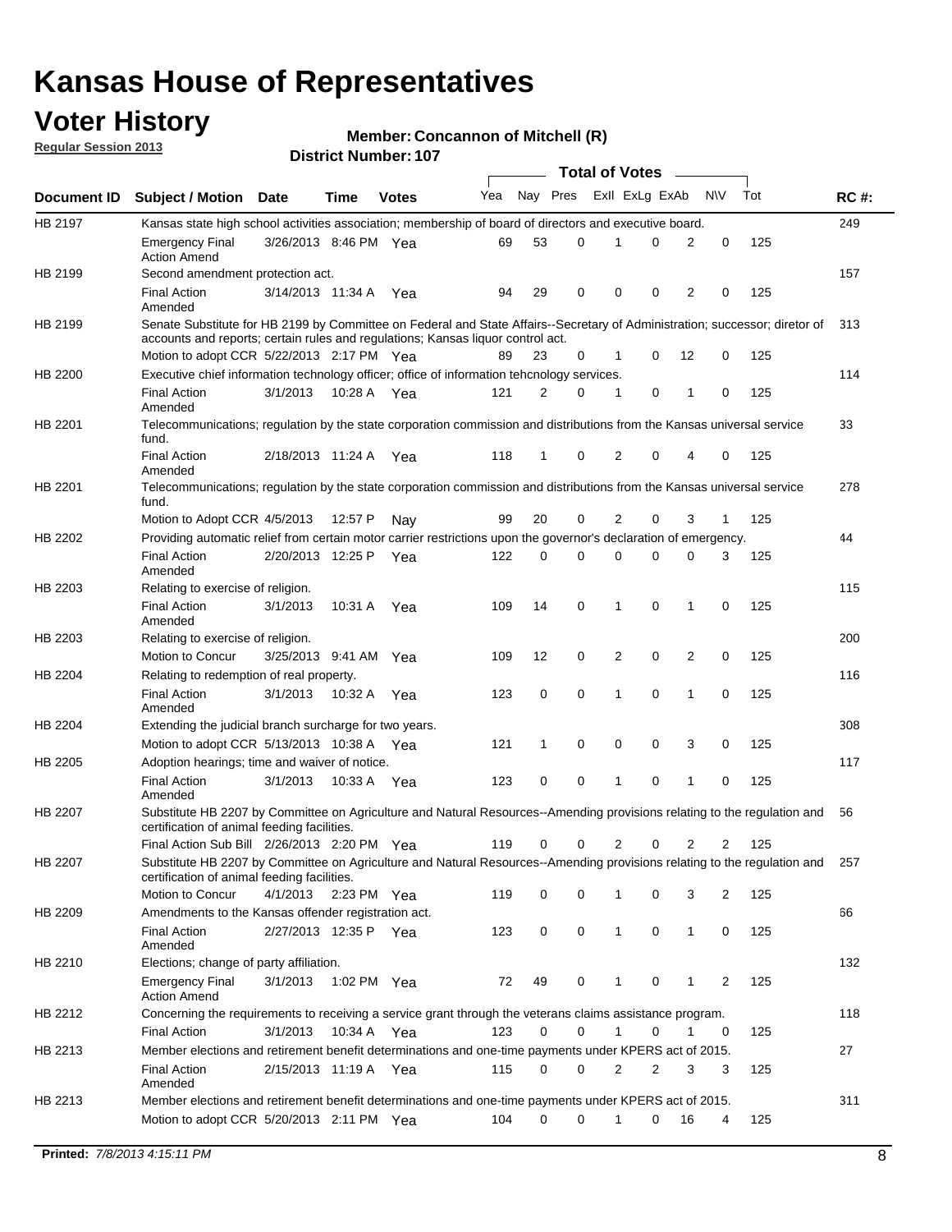# Kansas House of Representatives

## Voter History

**Regular Session 2013**

**Member: Concannon of Mitchell (R)**

**District Number: 107**

| Document ID | Subject / Motion | Date | Time | Votes | Yea | Nay | Pres | ExII | ExLg | ExAb | N\V | Tot | RC #: |
|---|---|---|---|---|---|---|---|---|---|---|---|---|---|
| HB 2197 | Kansas state high school activities association; membership of board of directors and executive board. | | | | | | | | | | | | 249 |
| | Emergency Final Action Amend | 3/26/2013 | 8:46 PM | Yea | 69 | 53 | 0 | 1 | 0 | 2 | 0 | 125 | |
| HB 2199 | Second amendment protection act. | | | | | | | | | | | | 157 |
| | Final Action Amended | 3/14/2013 | 11:34 A | Yea | 94 | 29 | 0 | 0 | 0 | 2 | 0 | 125 | |
| HB 2199 | Senate Substitute for HB 2199 by Committee on Federal and State Affairs--Secretary of Administration; successor; diretor of accounts and reports; certain rules and regulations; Kansas liquor control act. | | | | | | | | | | | | 313 |
| | Motion to adopt CCR | 5/22/2013 | 2:17 PM | Yea | 89 | 23 | 0 | 1 | 0 | 12 | 0 | 125 | |
| HB 2200 | Executive chief information technology officer; office of information tehcnology services. | | | | | | | | | | | | 114 |
| | Final Action Amended | 3/1/2013 | 10:28 A | Yea | 121 | 2 | 0 | 1 | 0 | 1 | 0 | 125 | |
| HB 2201 | Telecommunications; regulation by the state corporation commission and distributions from the Kansas universal service fund. | | | | | | | | | | | | 33 |
| | Final Action Amended | 2/18/2013 | 11:24 A | Yea | 118 | 1 | 0 | 2 | 0 | 4 | 0 | 125 | |
| HB 2201 | Telecommunications; regulation by the state corporation commission and distributions from the Kansas universal service fund. | | | | | | | | | | | | 278 |
| | Motion to Adopt CCR | 4/5/2013 | 12:57 P | Nay | 99 | 20 | 0 | 2 | 0 | 3 | 1 | 125 | |
| HB 2202 | Providing automatic relief from certain motor carrier restrictions upon the governor's declaration of emergency. | | | | | | | | | | | | 44 |
| | Final Action Amended | 2/20/2013 | 12:25 P | Yea | 122 | 0 | 0 | 0 | 0 | 0 | 3 | 125 | |
| HB 2203 | Relating to exercise of religion. | | | | | | | | | | | | 115 |
| | Final Action Amended | 3/1/2013 | 10:31 A | Yea | 109 | 14 | 0 | 1 | 0 | 1 | 0 | 125 | |
| HB 2203 | Relating to exercise of religion. | | | | | | | | | | | | 200 |
| | Motion to Concur | 3/25/2013 | 9:41 AM | Yea | 109 | 12 | 0 | 2 | 0 | 2 | 0 | 125 | |
| HB 2204 | Relating to redemption of real property. | | | | | | | | | | | | 116 |
| | Final Action Amended | 3/1/2013 | 10:32 A | Yea | 123 | 0 | 0 | 1 | 0 | 1 | 0 | 125 | |
| HB 2204 | Extending the judicial branch surcharge for two years. | | | | | | | | | | | | 308 |
| | Motion to adopt CCR | 5/13/2013 | 10:38 A | Yea | 121 | 1 | 0 | 0 | 0 | 3 | 0 | 125 | |
| HB 2205 | Adoption hearings; time and waiver of notice. | | | | | | | | | | | | 117 |
| | Final Action Amended | 3/1/2013 | 10:33 A | Yea | 123 | 0 | 0 | 1 | 0 | 1 | 0 | 125 | |
| HB 2207 | Substitute HB 2207 by Committee on Agriculture and Natural Resources--Amending provisions relating to the regulation and certification of animal feeding facilities. | | | | | | | | | | | | 56 |
| | Final Action Sub Bill | 2/26/2013 | 2:20 PM | Yea | 119 | 0 | 0 | 2 | 0 | 2 | 2 | 125 | |
| HB 2207 | Substitute HB 2207 by Committee on Agriculture and Natural Resources--Amending provisions relating to the regulation and certification of animal feeding facilities. | | | | | | | | | | | | 257 |
| | Motion to Concur | 4/1/2013 | 2:23 PM | Yea | 119 | 0 | 0 | 1 | 0 | 3 | 2 | 125 | |
| HB 2209 | Amendments to the Kansas offender registration act. | | | | | | | | | | | | 66 |
| | Final Action Amended | 2/27/2013 | 12:35 P | Yea | 123 | 0 | 0 | 1 | 0 | 1 | 0 | 125 | |
| HB 2210 | Elections; change of party affiliation. | | | | | | | | | | | | 132 |
| | Emergency Final Action Amend | 3/1/2013 | 1:02 PM | Yea | 72 | 49 | 0 | 1 | 0 | 1 | 2 | 125 | |
| HB 2212 | Concerning the requirements to receiving a service grant through the veterans claims assistance program. | | | | | | | | | | | | 118 |
| | Final Action | 3/1/2013 | 10:34 A | Yea | 123 | 0 | 0 | 1 | 0 | 1 | 0 | 125 | |
| HB 2213 | Member elections and retirement benefit determinations and one-time payments under KPERS act of 2015. | | | | | | | | | | | | 27 |
| | Final Action Amended | 2/15/2013 | 11:19 A | Yea | 115 | 0 | 0 | 2 | 2 | 3 | 3 | 125 | |
| HB 2213 | Member elections and retirement benefit determinations and one-time payments under KPERS act of 2015. | | | | | | | | | | | | 311 |
| | Motion to adopt CCR | 5/20/2013 | 2:11 PM | Yea | 104 | 0 | 0 | 1 | 0 | 16 | 4 | 125 | |

**Printed:** *7/8/2013 4:15:11 PM*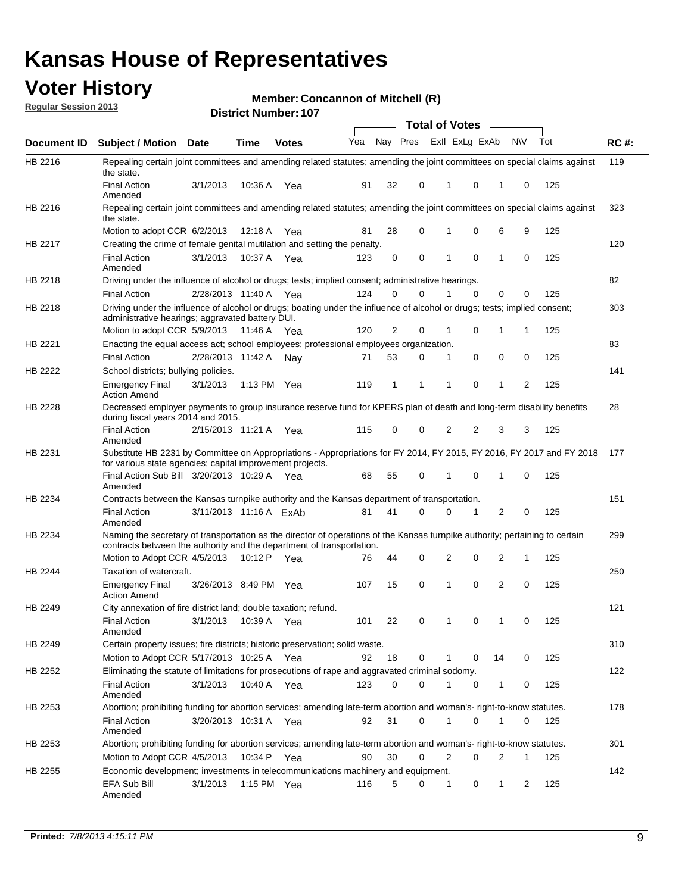# Kansas House of Representatives

## Voter History

**Regular Session 2013**

**Member: Concannon of Mitchell (R)**

**District Number: 107**

| Document ID | Subject / Motion | Date | Time | Votes | Yea | Nay | Pres | ExII | ExLg | ExAb | N\V | Tot | RC #: |
|---|---|---|---|---|---|---|---|---|---|---|---|---|---|
| HB 2216 | Repealing certain joint committees and amending related statutes; amending the joint committees on special claims against the state. | | | | | | | | | | | | 119 |
| | Final Action Amended | 3/1/2013 | 10:36 A | Yea | 91 | 32 | 0 | 1 | 0 | 1 | 0 | 125 | |
| HB 2216 | Repealing certain joint committees and amending related statutes; amending the joint committees on special claims against the state. | | | | | | | | | | | | 323 |
| | Motion to adopt CCR | 6/2/2013 | 12:18 A | Yea | 81 | 28 | 0 | 1 | 0 | 6 | 9 | 125 | |
| HB 2217 | Creating the crime of female genital mutilation and setting the penalty. | | | | | | | | | | | | 120 |
| | Final Action Amended | 3/1/2013 | 10:37 A | Yea | 123 | 0 | 0 | 1 | 0 | 1 | 0 | 125 | |
| HB 2218 | Driving under the influence of alcohol or drugs; tests; implied consent; administrative hearings. | | | | | | | | | | | | 82 |
| | Final Action | 2/28/2013 | 11:40 A | Yea | 124 | 0 | 0 | 1 | 0 | 0 | 0 | 125 | |
| HB 2218 | Driving under the influence of alcohol or drugs; boating under the influence of alcohol or drugs; tests; implied consent; administrative hearings; aggravated battery DUI. | | | | | | | | | | | | 303 |
| | Motion to adopt CCR | 5/9/2013 | 11:46 A | Yea | 120 | 2 | 0 | 1 | 0 | 1 | 1 | 125 | |
| HB 2221 | Enacting the equal access act; school employees; professional employees organization. | | | | | | | | | | | | 83 |
| | Final Action | 2/28/2013 | 11:42 A | Nay | 71 | 53 | 0 | 1 | 0 | 0 | 0 | 125 | |
| HB 2222 | School districts; bullying policies. | | | | | | | | | | | | 141 |
| | Emergency Final Action Amend | 3/1/2013 | 1:13 PM | Yea | 119 | 1 | 1 | 1 | 0 | 1 | 2 | 125 | |
| HB 2228 | Decreased employer payments to group insurance reserve fund for KPERS plan of death and long-term disability benefits during fiscal years 2014 and 2015. | | | | | | | | | | | | 28 |
| | Final Action Amended | 2/15/2013 | 11:21 A | Yea | 115 | 0 | 0 | 2 | 2 | 3 | 3 | 125 | |
| HB 2231 | Substitute HB 2231 by Committee on Appropriations - Appropriations for FY 2014, FY 2015, FY 2016, FY 2017 and FY 2018 for various state agencies; capital improvement projects. | | | | | | | | | | | | 177 |
| | Final Action Sub Bill Amended | 3/20/2013 | 10:29 A | Yea | 68 | 55 | 0 | 1 | 0 | 1 | 0 | 125 | |
| HB 2234 | Contracts between the Kansas turnpike authority and the Kansas department of transportation. | | | | | | | | | | | | 151 |
| | Final Action Amended | 3/11/2013 | 11:16 A | ExAb | 81 | 41 | 0 | 0 | 1 | 2 | 0 | 125 | |
| HB 2234 | Naming the secretary of transportation as the director of operations of the Kansas turnpike authority; pertaining to certain contracts between the authority and the department of transportation. | | | | | | | | | | | | 299 |
| | Motion to Adopt CCR | 4/5/2013 | 10:12 P | Yea | 76 | 44 | 0 | 2 | 0 | 2 | 1 | 125 | |
| HB 2244 | Taxation of watercraft. | | | | | | | | | | | | 250 |
| | Emergency Final Action Amend | 3/26/2013 | 8:49 PM | Yea | 107 | 15 | 0 | 1 | 0 | 2 | 0 | 125 | |
| HB 2249 | City annexation of fire district land; double taxation; refund. | | | | | | | | | | | | 121 |
| | Final Action Amended | 3/1/2013 | 10:39 A | Yea | 101 | 22 | 0 | 1 | 0 | 1 | 0 | 125 | |
| HB 2249 | Certain property issues; fire districts; historic preservation; solid waste. | | | | | | | | | | | | 310 |
| | Motion to Adopt CCR | 5/17/2013 | 10:25 A | Yea | 92 | 18 | 0 | 1 | 0 | 14 | 0 | 125 | |
| HB 2252 | Eliminating the statute of limitations for prosecutions of rape and aggravated criminal sodomy. | | | | | | | | | | | | 122 |
| | Final Action Amended | 3/1/2013 | 10:40 A | Yea | 123 | 0 | 0 | 1 | 0 | 1 | 0 | 125 | |
| HB 2253 | Abortion; prohibiting funding for abortion services; amending late-term abortion and woman's- right-to-know statutes. | | | | | | | | | | | | 178 |
| | Final Action Amended | 3/20/2013 | 10:31 A | Yea | 92 | 31 | 0 | 1 | 0 | 1 | 0 | 125 | |
| HB 2253 | Abortion; prohibiting funding for abortion services; amending late-term abortion and woman's- right-to-know statutes. | | | | | | | | | | | | 301 |
| | Motion to Adopt CCR | 4/5/2013 | 10:34 P | Yea | 90 | 30 | 0 | 2 | 0 | 2 | 1 | 125 | |
| HB 2255 | Economic development; investments in telecommunications machinery and equipment. | | | | | | | | | | | | 142 |
| | EFA Sub Bill Amended | 3/1/2013 | 1:15 PM | Yea | 116 | 5 | 0 | 1 | 0 | 1 | 2 | 125 | |

**Printed:** 7/8/2013 4:15:11 PM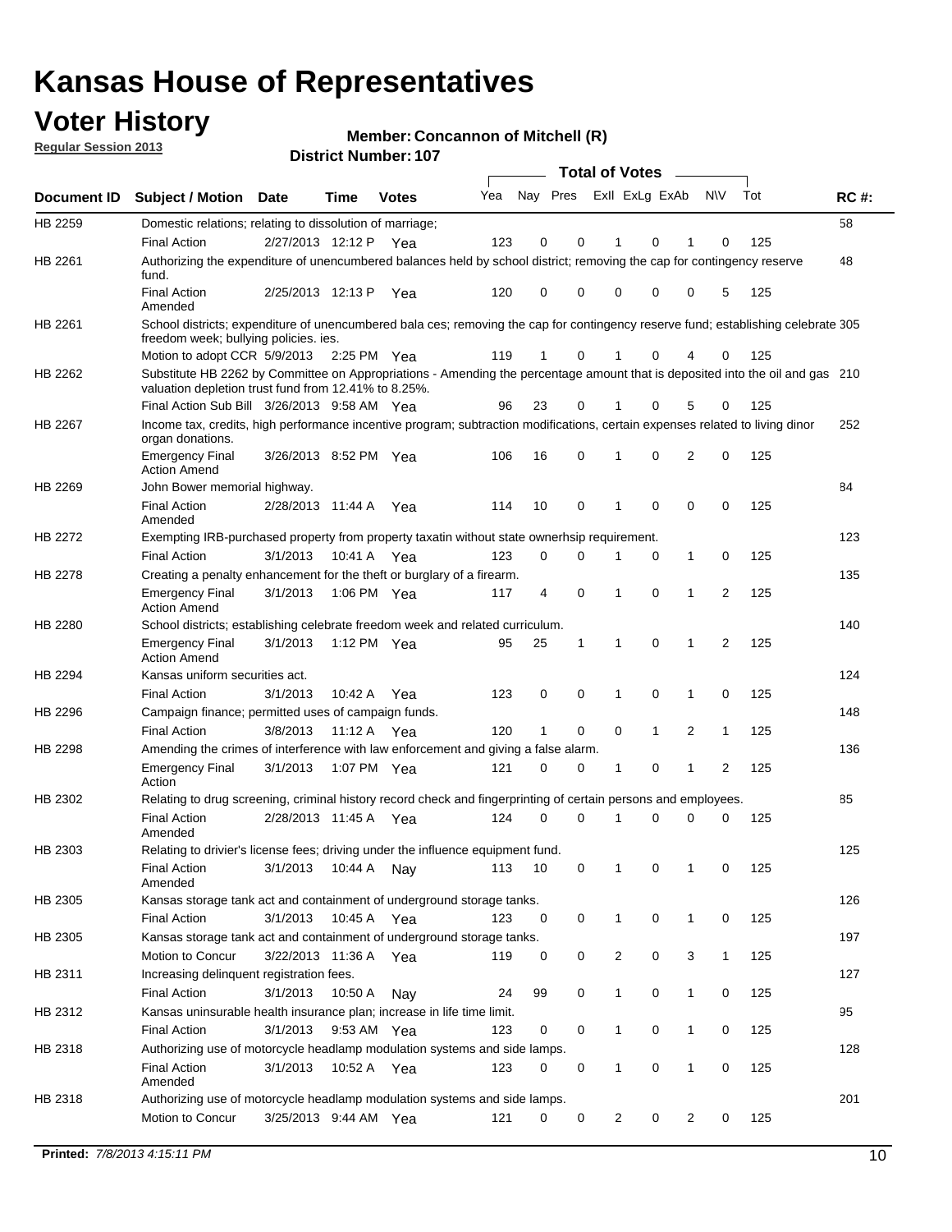# Kansas House of Representatives

## Voter History

**Regular Session 2013**

**Member: Concannon of Mitchell (R)**

**District Number: 107**

| Document ID | Subject / Motion | Date | Time | Votes | Yea | Nay | Pres | ExII | ExLg | ExAb | N\V | Tot | RC #: |
|---|---|---|---|---|---|---|---|---|---|---|---|---|---|
| HB 2259 | Domestic relations; relating to dissolution of marriage; | | | | | | | | | | | | 58 |
| | Final Action | 2/27/2013 | 12:12 P | Yea | 123 | 0 | 0 | 1 | 0 | 1 | 0 | 125 | |
| HB 2261 | Authorizing the expenditure of unencumbered balances held by school district; removing the cap for contingency reserve fund. | | | | | | | | | | | | 48 |
| | Final Action Amended | 2/25/2013 | 12:13 P | Yea | 120 | 0 | 0 | 0 | 0 | 0 | 5 | 125 | |
| HB 2261 | School districts; expenditure of unencumbered bala ces; removing the cap for contingency reserve fund; establishing celebrate freedom week; bullying policies. ies. | | | | | | | | | | | | 305 |
| | Motion to adopt CCR | 5/9/2013 | 2:25 PM | Yea | 119 | 1 | 0 | 1 | 0 | 4 | 0 | 125 | |
| HB 2262 | Substitute HB 2262 by Committee on Appropriations - Amending the percentage amount that is deposited into the oil and gas valuation depletion trust fund from 12.41% to 8.25%. | | | | | | | | | | | | 210 |
| | Final Action Sub Bill | 3/26/2013 | 9:58 AM | Yea | 96 | 23 | 0 | 1 | 0 | 5 | 0 | 125 | |
| HB 2267 | Income tax, credits, high performance incentive program; subtraction modifications, certain expenses related to living dinor organ donations. | | | | | | | | | | | | 252 |
| | Emergency Final Action Amend | 3/26/2013 | 8:52 PM | Yea | 106 | 16 | 0 | 1 | 0 | 2 | 0 | 125 | |
| HB 2269 | John Bower memorial highway. | | | | | | | | | | | | 84 |
| | Final Action Amended | 2/28/2013 | 11:44 A | Yea | 114 | 10 | 0 | 1 | 0 | 0 | 0 | 125 | |
| HB 2272 | Exempting IRB-purchased property from property taxatin without state ownerhsip requirement. | | | | | | | | | | | | 123 |
| | Final Action | 3/1/2013 | 10:41 A | Yea | 123 | 0 | 0 | 1 | 0 | 1 | 0 | 125 | |
| HB 2278 | Creating a penalty enhancement for the theft or burglary of a firearm. | | | | | | | | | | | | 135 |
| | Emergency Final Action Amend | 3/1/2013 | 1:06 PM | Yea | 117 | 4 | 0 | 1 | 0 | 1 | 2 | 125 | |
| HB 2280 | School districts; establishing celebrate freedom week and related curriculum. | | | | | | | | | | | | 140 |
| | Emergency Final Action Amend | 3/1/2013 | 1:12 PM | Yea | 95 | 25 | 1 | 1 | 0 | 1 | 2 | 125 | |
| HB 2294 | Kansas uniform securities act. | | | | | | | | | | | | 124 |
| | Final Action | 3/1/2013 | 10:42 A | Yea | 123 | 0 | 0 | 1 | 0 | 1 | 0 | 125 | |
| HB 2296 | Campaign finance; permitted uses of campaign funds. | | | | | | | | | | | | 148 |
| | Final Action | 3/8/2013 | 11:12 A | Yea | 120 | 1 | 0 | 0 | 1 | 2 | 1 | 125 | |
| HB 2298 | Amending the crimes of interference with law enforcement and giving a false alarm. | | | | | | | | | | | | 136 |
| | Emergency Final Action | 3/1/2013 | 1:07 PM | Yea | 121 | 0 | 0 | 1 | 0 | 1 | 2 | 125 | |
| HB 2302 | Relating to drug screening, criminal history record check and fingerprinting of certain persons and employees. | | | | | | | | | | | | 85 |
| | Final Action Amended | 2/28/2013 | 11:45 A | Yea | 124 | 0 | 0 | 1 | 0 | 0 | 0 | 125 | |
| HB 2303 | Relating to drivier's license fees; driving under the influence equipment fund. | | | | | | | | | | | | 125 |
| | Final Action Amended | 3/1/2013 | 10:44 A | Nay | 113 | 10 | 0 | 1 | 0 | 1 | 0 | 125 | |
| HB 2305 | Kansas storage tank act and containment of underground storage tanks. | | | | | | | | | | | | 126 |
| | Final Action | 3/1/2013 | 10:45 A | Yea | 123 | 0 | 0 | 1 | 0 | 1 | 0 | 125 | |
| HB 2305 | Kansas storage tank act and containment of underground storage tanks. | | | | | | | | | | | | 197 |
| | Motion to Concur | 3/22/2013 | 11:36 A | Yea | 119 | 0 | 0 | 2 | 0 | 3 | 1 | 125 | |
| HB 2311 | Increasing delinquent registration fees. | | | | | | | | | | | | 127 |
| | Final Action | 3/1/2013 | 10:50 A | Nay | 24 | 99 | 0 | 1 | 0 | 1 | 0 | 125 | |
| HB 2312 | Kansas uninsurable health insurance plan; increase in life time limit. | | | | | | | | | | | | 95 |
| | Final Action | 3/1/2013 | 9:53 AM | Yea | 123 | 0 | 0 | 1 | 0 | 1 | 0 | 125 | |
| HB 2318 | Authorizing use of motorcycle headlamp modulation systems and side lamps. | | | | | | | | | | | | 128 |
| | Final Action Amended | 3/1/2013 | 10:52 A | Yea | 123 | 0 | 0 | 1 | 0 | 1 | 0 | 125 | |
| HB 2318 | Authorizing use of motorcycle headlamp modulation systems and side lamps. | | | | | | | | | | | | 201 |
| | Motion to Concur | 3/25/2013 | 9:44 AM | Yea | 121 | 0 | 0 | 2 | 0 | 2 | 0 | 125 | |

**Printed:** *7/8/2013 4:15:11 PM*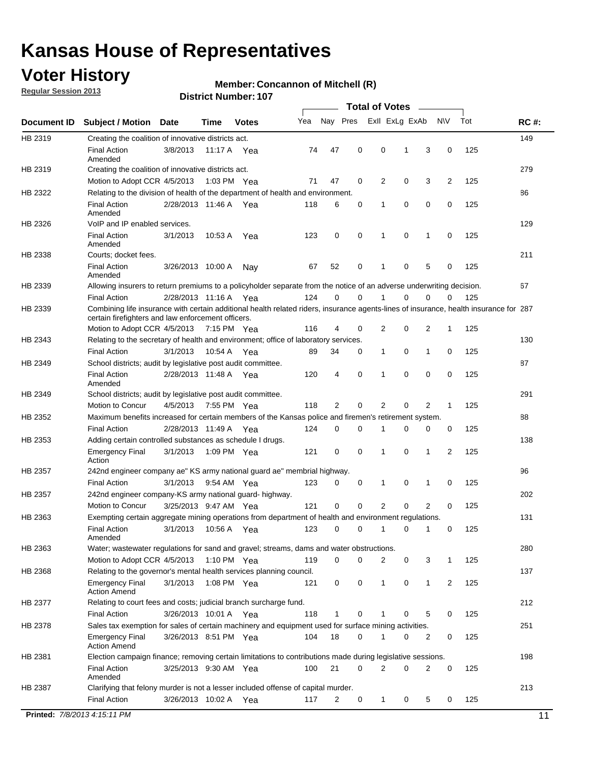# Kansas House of Representatives

## Voter History

**Regular Session 2013**

**Member: Concannon of Mitchell (R)**

**District Number: 107**

| Document ID | Subject / Motion | Date | Time | Votes | Yea | Nay | Pres | ExII | ExLg | ExAb | N\V | Tot | RC #: |
|---|---|---|---|---|---|---|---|---|---|---|---|---|---|
| HB 2319 | Creating the coalition of innovative districts act. | | | | | | | | | | | | 149 |
| | Final Action Amended | 3/8/2013 | 11:17 A | Yea | 74 | 47 | 0 | 0 | 1 | 3 | 0 | 125 | |
| HB 2319 | Creating the coalition of innovative districts act. | | | | | | | | | | | | 279 |
| | Motion to Adopt CCR | 4/5/2013 | 1:03 PM | Yea | 71 | 47 | 0 | 2 | 0 | 3 | 2 | 125 | |
| HB 2322 | Relating to the division of health of the department of health and environment. | | | | | | | | | | | | 86 |
| | Final Action Amended | 2/28/2013 | 11:46 A | Yea | 118 | 6 | 0 | 1 | 0 | 0 | 0 | 125 | |
| HB 2326 | VoIP and IP enabled services. | | | | | | | | | | | | 129 |
| | Final Action Amended | 3/1/2013 | 10:53 A | Yea | 123 | 0 | 0 | 1 | 0 | 1 | 0 | 125 | |
| HB 2338 | Courts; docket fees. | | | | | | | | | | | | 211 |
| | Final Action Amended | 3/26/2013 | 10:00 A | Nay | 67 | 52 | 0 | 1 | 0 | 5 | 0 | 125 | |
| HB 2339 | Allowing insurers to return premiums to a policyholder separate from the notice of an adverse underwriting decision. | | | | | | | | | | | | 67 |
| | Final Action | 2/28/2013 | 11:16 A | Yea | 124 | 0 | 0 | 1 | 0 | 0 | 0 | 125 | |
| HB 2339 | Combining life insurance with certain additional health related riders, insurance agents-lines of insurance, health insurance for certain firefighters and law enforcement officers. | | | | | | | | | | | | 287 |
| | Motion to Adopt CCR | 4/5/2013 | 7:15 PM | Yea | 116 | 4 | 0 | 2 | 0 | 2 | 1 | 125 | |
| HB 2343 | Relating to the secretary of health and environment; office of laboratory services. | | | | | | | | | | | | 130 |
| | Final Action | 3/1/2013 | 10:54 A | Yea | 89 | 34 | 0 | 1 | 0 | 1 | 0 | 125 | |
| HB 2349 | School districts; audit by legislative post audit committee. | | | | | | | | | | | | 87 |
| | Final Action Amended | 2/28/2013 | 11:48 A | Yea | 120 | 4 | 0 | 1 | 0 | 0 | 0 | 125 | |
| HB 2349 | School districts; audit by legislative post audit committee. | | | | | | | | | | | | 291 |
| | Motion to Concur | 4/5/2013 | 7:55 PM | Yea | 118 | 2 | 0 | 2 | 0 | 2 | 1 | 125 | |
| HB 2352 | Maximum benefits increased for certain members of the Kansas police and firemen's retirement system. | | | | | | | | | | | | 88 |
| | Final Action | 2/28/2013 | 11:49 A | Yea | 124 | 0 | 0 | 1 | 0 | 0 | 0 | 125 | |
| HB 2353 | Adding certain controlled substances as schedule I drugs. | | | | | | | | | | | | 138 |
| | Emergency Final Action | 3/1/2013 | 1:09 PM | Yea | 121 | 0 | 0 | 1 | 0 | 1 | 2 | 125 | |
| HB 2357 | 242nd engineer company ae" KS army national guard ae" membrial highway. | | | | | | | | | | | | 96 |
| | Final Action | 3/1/2013 | 9:54 AM | Yea | 123 | 0 | 0 | 1 | 0 | 1 | 0 | 125 | |
| HB 2357 | 242nd engineer company-KS army national guard- highway. | | | | | | | | | | | | 202 |
| | Motion to Concur | 3/25/2013 | 9:47 AM | Yea | 121 | 0 | 0 | 2 | 0 | 2 | 0 | 125 | |
| HB 2363 | Exempting certain aggregate mining operations from department of health and environment regulations. | | | | | | | | | | | | 131 |
| | Final Action Amended | 3/1/2013 | 10:56 A | Yea | 123 | 0 | 0 | 1 | 0 | 1 | 0 | 125 | |
| HB 2363 | Water; wastewater regulations for sand and gravel; streams, dams and water obstructions. | | | | | | | | | | | | 280 |
| | Motion to Adopt CCR | 4/5/2013 | 1:10 PM | Yea | 119 | 0 | 0 | 2 | 0 | 3 | 1 | 125 | |
| HB 2368 | Relating to the governor's mental health services planning council. | | | | | | | | | | | | 137 |
| | Emergency Final Action Amend | 3/1/2013 | 1:08 PM | Yea | 121 | 0 | 0 | 1 | 0 | 1 | 2 | 125 | |
| HB 2377 | Relating to court fees and costs; judicial branch surcharge fund. | | | | | | | | | | | | 212 |
| | Final Action | 3/26/2013 | 10:01 A | Yea | 118 | 1 | 0 | 1 | 0 | 5 | 0 | 125 | |
| HB 2378 | Sales tax exemption for sales of certain machinery and equipment used for surface mining activities. | | | | | | | | | | | | 251 |
| | Emergency Final Action Amend | 3/26/2013 | 8:51 PM | Yea | 104 | 18 | 0 | 1 | 0 | 2 | 0 | 125 | |
| HB 2381 | Election campaign finance; removing certain limitations to contributions made during legislative sessions. | | | | | | | | | | | | 198 |
| | Final Action Amended | 3/25/2013 | 9:30 AM | Yea | 100 | 21 | 0 | 2 | 0 | 2 | 0 | 125 | |
| HB 2387 | Clarifying that felony murder is not a lesser included offense of capital murder. | | | | | | | | | | | | 213 |
| | Final Action | 3/26/2013 | 10:02 A | Yea | 117 | 2 | 0 | 1 | 0 | 5 | 0 | 125 | |

**Printed:** *7/8/2013 4:15:11 PM*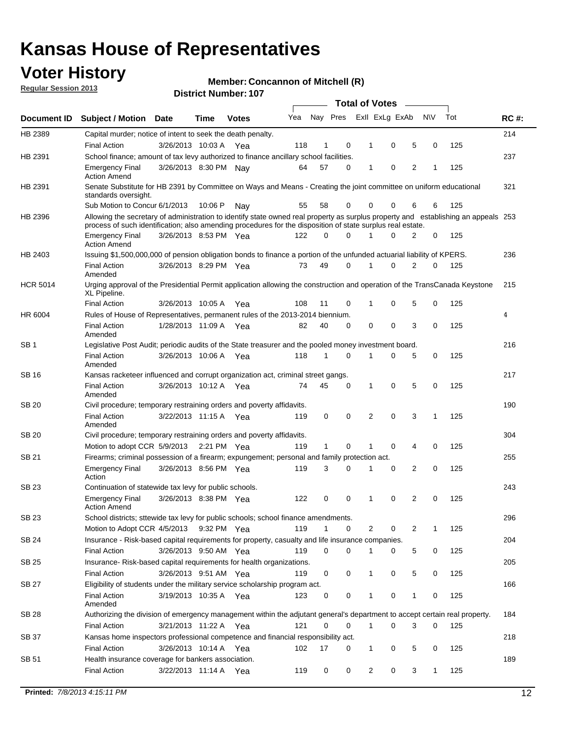# Kansas House of Representatives

## Voter History

**Regular Session 2013**

**Member: Concannon of Mitchell (R)**

**District Number: 107**

| Document ID | Subject / Motion | Date | Time | Votes | Yea | Nay | Pres | ExII | ExLg | ExAb | N\V | Tot | RC #: |
|---|---|---|---|---|---|---|---|---|---|---|---|---|---|
| HB 2389 | Capital murder; notice of intent to seek the death penalty. | | | | | | | | | | | | 214 |
| | Final Action | 3/26/2013 | 10:03 A | Yea | 118 | 1 | 0 | 1 | 0 | 5 | 0 | 125 | |
| HB 2391 | School finance; amount of tax levy authorized to finance ancillary school facilities. | | | | | | | | | | | | 237 |
| | Emergency Final Action Amend | 3/26/2013 | 8:30 PM | Nay | 64 | 57 | 0 | 1 | 0 | 2 | 1 | 125 | |
| HB 2391 | Senate Substitute for HB 2391 by Committee on Ways and Means - Creating the joint committee on uniform educational standards oversight. | | | | | | | | | | | | 321 |
| | Sub Motion to Concur | 6/1/2013 | 10:06 P | Nay | 55 | 58 | 0 | 0 | 0 | 6 | 6 | 125 | |
| HB 2396 | Allowing the secretary of administration to identify state owned real property as surplus property and establishing an appeals process of such identification; also amending procedures for the disposition of state surplus real estate. | | | | | | | | | | | | 253 |
| | Emergency Final Action Amend | 3/26/2013 | 8:53 PM | Yea | 122 | 0 | 0 | 1 | 0 | 2 | 0 | 125 | |
| HB 2403 | Issuing $1,500,000,000 of pension obligation bonds to finance a portion of the unfunded actuarial liability of KPERS. | | | | | | | | | | | | 236 |
| | Final Action Amended | 3/26/2013 | 8:29 PM | Yea | 73 | 49 | 0 | 1 | 0 | 2 | 0 | 125 | |
| HCR 5014 | Urging approval of the Presidential Permit application allowing the construction and operation of the TransCanada Keystone XL Pipeline. | | | | | | | | | | | | 215 |
| | Final Action | 3/26/2013 | 10:05 A | Yea | 108 | 11 | 0 | 1 | 0 | 5 | 0 | 125 | |
| HR 6004 | Rules of House of Representatives, permanent rules of the 2013-2014 biennium. | | | | | | | | | | | | 4 |
| | Final Action Amended | 1/28/2013 | 11:09 A | Yea | 82 | 40 | 0 | 0 | 0 | 3 | 0 | 125 | |
| SB 1 | Legislative Post Audit; periodic audits of the State treasurer and the pooled money investment board. | | | | | | | | | | | | 216 |
| | Final Action Amended | 3/26/2013 | 10:06 A | Yea | 118 | 1 | 0 | 1 | 0 | 5 | 0 | 125 | |
| SB 16 | Kansas racketeer influenced and corrupt organization act, criminal street gangs. | | | | | | | | | | | | 217 |
| | Final Action Amended | 3/26/2013 | 10:12 A | Yea | 74 | 45 | 0 | 1 | 0 | 5 | 0 | 125 | |
| SB 20 | Civil procedure; temporary restraining orders and poverty affidavits. | | | | | | | | | | | | 190 |
| | Final Action Amended | 3/22/2013 | 11:15 A | Yea | 119 | 0 | 0 | 2 | 0 | 3 | 1 | 125 | |
| SB 20 | Civil procedure; temporary restraining orders and poverty affidavits. | | | | | | | | | | | | 304 |
| | Motion to adopt CCR | 5/9/2013 | 2:21 PM | Yea | 119 | 1 | 0 | 1 | 0 | 4 | 0 | 125 | |
| SB 21 | Firearms; criminal possession of a firearm; expungement; personal and family protection act. | | | | | | | | | | | | 255 |
| | Emergency Final Action | 3/26/2013 | 8:56 PM | Yea | 119 | 3 | 0 | 1 | 0 | 2 | 0 | 125 | |
| SB 23 | Continuation of statewide tax levy for public schools. | | | | | | | | | | | | 243 |
| | Emergency Final Action Amend | 3/26/2013 | 8:38 PM | Yea | 122 | 0 | 0 | 1 | 0 | 2 | 0 | 125 | |
| SB 23 | School districts; sttewide tax levy for public schools; school finance amendments. | | | | | | | | | | | | 296 |
| | Motion to Adopt CCR | 4/5/2013 | 9:32 PM | Yea | 119 | 1 | 0 | 2 | 0 | 2 | 1 | 125 | |
| SB 24 | Insurance - Risk-based capital requirements for property, casualty and life insurance companies. | | | | | | | | | | | | 204 |
| | Final Action | 3/26/2013 | 9:50 AM | Yea | 119 | 0 | 0 | 1 | 0 | 5 | 0 | 125 | |
| SB 25 | Insurance- Risk-based capital requirements for health organizations. | | | | | | | | | | | | 205 |
| | Final Action | 3/26/2013 | 9:51 AM | Yea | 119 | 0 | 0 | 1 | 0 | 5 | 0 | 125 | |
| SB 27 | Eligibility of students under the military service scholarship program act. | | | | | | | | | | | | 166 |
| | Final Action Amended | 3/19/2013 | 10:35 A | Yea | 123 | 0 | 0 | 1 | 0 | 1 | 0 | 125 | |
| SB 28 | Authorizing the division of emergency management within the adjutant general's department to accept certain real property. | | | | | | | | | | | | 184 |
| | Final Action | 3/21/2013 | 11:22 A | Yea | 121 | 0 | 0 | 1 | 0 | 3 | 0 | 125 | |
| SB 37 | Kansas home inspectors professional competence and financial responsibility act. | | | | | | | | | | | | 218 |
| | Final Action | 3/26/2013 | 10:14 A | Yea | 102 | 17 | 0 | 1 | 0 | 5 | 0 | 125 | |
| SB 51 | Health insurance coverage for bankers association. | | | | | | | | | | | | 189 |
| | Final Action | 3/22/2013 | 11:14 A | Yea | 119 | 0 | 0 | 2 | 0 | 3 | 1 | 125 | |

**Printed:** *7/8/2013 4:15:11 PM*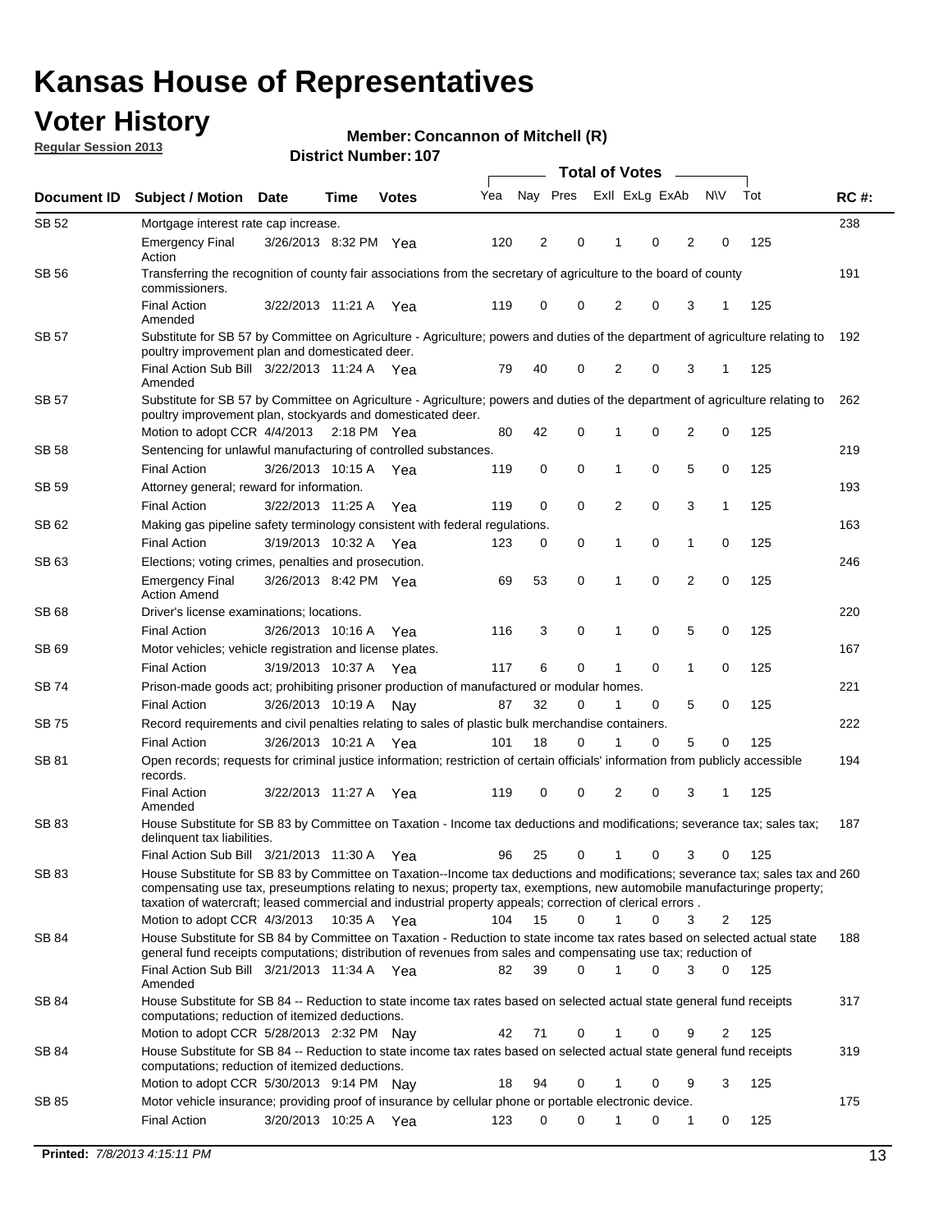# Kansas House of Representatives

## Voter History

**Regular Session 2013**

**Member: Concannon of Mitchell (R)**

**District Number: 107**

| Document ID | Subject / Motion | Date | Time | Votes | Yea | Nay | Pres | ExII | ExLg | ExAb | N\V | Tot | RC #: |
|---|---|---|---|---|---|---|---|---|---|---|---|---|---|
| SB 52 | Mortgage interest rate cap increase. | | | | | | | | | | | | 238 |
| | Emergency Final Action | 3/26/2013 | 8:32 PM | Yea | 120 | 2 | 0 | 1 | 0 | 2 | 0 | 125 | |
| SB 56 | Transferring the recognition of county fair associations from the secretary of agriculture to the board of county commissioners. | | | | | | | | | | | | 191 |
| | Final Action Amended | 3/22/2013 | 11:21 A | Yea | 119 | 0 | 0 | 2 | 0 | 3 | 1 | 125 | |
| SB 57 | Substitute for SB 57 by Committee on Agriculture - Agriculture; powers and duties of the department of agriculture relating to poultry improvement plan and domesticated deer. | | | | | | | | | | | | 192 |
| | Final Action Sub Bill Amended | 3/22/2013 | 11:24 A | Yea | 79 | 40 | 0 | 2 | 0 | 3 | 1 | 125 | |
| SB 57 | Substitute for SB 57 by Committee on Agriculture - Agriculture; powers and duties of the department of agriculture relating to poultry improvement plan, stockyards and domesticated deer. | | | | | | | | | | | | 262 |
| | Motion to adopt CCR | 4/4/2013 | 2:18 PM | Yea | 80 | 42 | 0 | 1 | 0 | 2 | 0 | 125 | |
| SB 58 | Sentencing for unlawful manufacturing of controlled substances. | | | | | | | | | | | | 219 |
| | Final Action | 3/26/2013 | 10:15 A | Yea | 119 | 0 | 0 | 1 | 0 | 5 | 0 | 125 | |
| SB 59 | Attorney general; reward for information. | | | | | | | | | | | | 193 |
| | Final Action | 3/22/2013 | 11:25 A | Yea | 119 | 0 | 0 | 2 | 0 | 3 | 1 | 125 | |
| SB 62 | Making gas pipeline safety terminology consistent with federal regulations. | | | | | | | | | | | | 163 |
| | Final Action | 3/19/2013 | 10:32 A | Yea | 123 | 0 | 0 | 1 | 0 | 1 | 0 | 125 | |
| SB 63 | Elections; voting crimes, penalties and prosecution. | | | | | | | | | | | | 246 |
| | Emergency Final Action Amend | 3/26/2013 | 8:42 PM | Yea | 69 | 53 | 0 | 1 | 0 | 2 | 0 | 125 | |
| SB 68 | Driver's license examinations; locations. | | | | | | | | | | | | 220 |
| | Final Action | 3/26/2013 | 10:16 A | Yea | 116 | 3 | 0 | 1 | 0 | 5 | 0 | 125 | |
| SB 69 | Motor vehicles; vehicle registration and license plates. | | | | | | | | | | | | 167 |
| | Final Action | 3/19/2013 | 10:37 A | Yea | 117 | 6 | 0 | 1 | 0 | 1 | 0 | 125 | |
| SB 74 | Prison-made goods act; prohibiting prisoner production of manufactured or modular homes. | | | | | | | | | | | | 221 |
| | Final Action | 3/26/2013 | 10:19 A | Nay | 87 | 32 | 0 | 1 | 0 | 5 | 0 | 125 | |
| SB 75 | Record requirements and civil penalties relating to sales of plastic bulk merchandise containers. | | | | | | | | | | | | 222 |
| | Final Action | 3/26/2013 | 10:21 A | Yea | 101 | 18 | 0 | 1 | 0 | 5 | 0 | 125 | |
| SB 81 | Open records; requests for criminal justice information; restriction of certain officials' information from publicly accessible records. | | | | | | | | | | | | 194 |
| | Final Action Amended | 3/22/2013 | 11:27 A | Yea | 119 | 0 | 0 | 2 | 0 | 3 | 1 | 125 | |
| SB 83 | House Substitute for SB 83 by Committee on Taxation - Income tax deductions and modifications; severance tax; sales tax; delinquent tax liabilities. | | | | | | | | | | | | 187 |
| | Final Action Sub Bill | 3/21/2013 | 11:30 A | Yea | 96 | 25 | 0 | 1 | 0 | 3 | 0 | 125 | |
| SB 83 | House Substitute for SB 83 by Committee on Taxation--Income tax deductions and modifications; severance tax; sales tax and compensating use tax, preseumptions relating to nexus; property tax, exemptions, new automobile manufacturinge property; taxation of watercraft; leased commercial and industrial property appeals; correction of clerical errors . | | | | | | | | | | | | 260 |
| | Motion to adopt CCR | 4/3/2013 | 10:35 A | Yea | 104 | 15 | 0 | 1 | 0 | 3 | 2 | 125 | |
| SB 84 | House Substitute for SB 84 by Committee on Taxation - Reduction to state income tax rates based on selected actual state general fund receipts computations; distribution of revenues from sales and compensating use tax; reduction of | | | | | | | | | | | | 188 |
| | Final Action Sub Bill Amended | 3/21/2013 | 11:34 A | Yea | 82 | 39 | 0 | 1 | 0 | 3 | 0 | 125 | |
| SB 84 | House Substitute for SB 84 -- Reduction to state income tax rates based on selected actual state general fund receipts computations; reduction of itemized deductions. | | | | | | | | | | | | 317 |
| | Motion to adopt CCR | 5/28/2013 | 2:32 PM | Nay | 42 | 71 | 0 | 1 | 0 | 9 | 2 | 125 | |
| SB 84 | House Substitute for SB 84 -- Reduction to state income tax rates based on selected actual state general fund receipts computations; reduction of itemized deductions. | | | | | | | | | | | | 319 |
| | Motion to adopt CCR | 5/30/2013 | 9:14 PM | Nay | 18 | 94 | 0 | 1 | 0 | 9 | 3 | 125 | |
| SB 85 | Motor vehicle insurance; providing proof of insurance by cellular phone or portable electronic device. | | | | | | | | | | | | 175 |
| | Final Action | 3/20/2013 | 10:25 A | Yea | 123 | 0 | 0 | 1 | 0 | 1 | 0 | 125 | |

**Printed:** *7/8/2013 4:15:11 PM*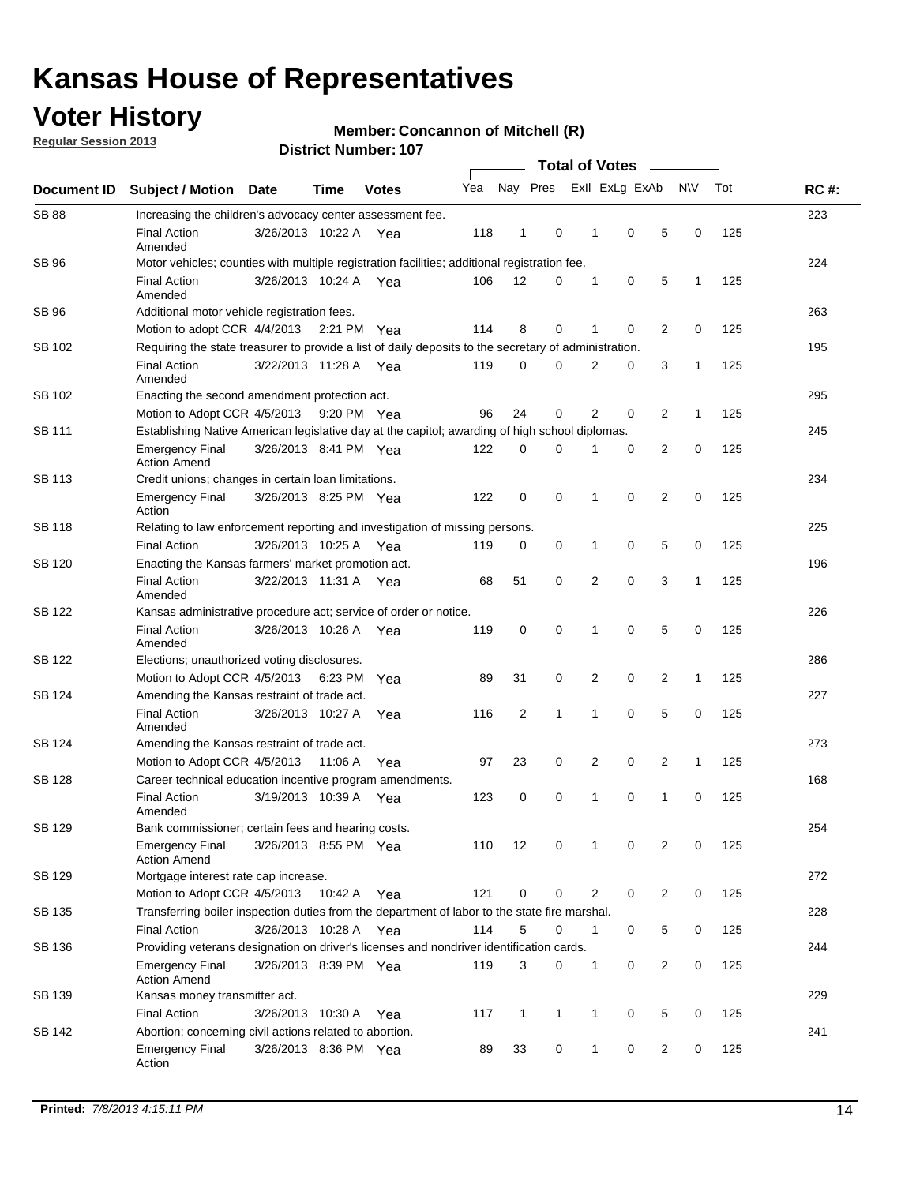# Kansas House of Representatives

## Voter History

**Regular Session 2013**

**Member: Concannon of Mitchell (R)**

**District Number: 107**

| Document ID | Subject / Motion | Date | Time | Votes | Yea | Nay | Pres | ExII | ExLg | ExAb | N\V | Tot | RC #: |
|---|---|---|---|---|---|---|---|---|---|---|---|---|---|
| SB 88 | Increasing the children's advocacy center assessment fee. | | | | | | | | | | | | 223 |
| | Final Action Amended | 3/26/2013 | 10:22 A | Yea | 118 | 1 | 0 | 1 | 0 | 5 | 0 | 125 | |
| SB 96 | Motor vehicles; counties with multiple registration facilities; additional registration fee. | | | | | | | | | | | | 224 |
| | Final Action Amended | 3/26/2013 | 10:24 A | Yea | 106 | 12 | 0 | 1 | 0 | 5 | 1 | 125 | |
| SB 96 | Additional motor vehicle registration fees. | | | | | | | | | | | | 263 |
| | Motion to adopt CCR | 4/4/2013 | 2:21 PM | Yea | 114 | 8 | 0 | 1 | 0 | 2 | 0 | 125 | |
| SB 102 | Requiring the state treasurer to provide a list of daily deposits to the secretary of administration. | | | | | | | | | | | | 195 |
| | Final Action Amended | 3/22/2013 | 11:28 A | Yea | 119 | 0 | 0 | 2 | 0 | 3 | 1 | 125 | |
| SB 102 | Enacting the second amendment protection act. | | | | | | | | | | | | 295 |
| | Motion to Adopt CCR | 4/5/2013 | 9:20 PM | Yea | 96 | 24 | 0 | 2 | 0 | 2 | 1 | 125 | |
| SB 111 | Establishing Native American legislative day at the capitol; awarding of high school diplomas. | | | | | | | | | | | | 245 |
| | Emergency Final Action Amend | 3/26/2013 | 8:41 PM | Yea | 122 | 0 | 0 | 1 | 0 | 2 | 0 | 125 | |
| SB 113 | Credit unions; changes in certain loan limitations. | | | | | | | | | | | | 234 |
| | Emergency Final Action | 3/26/2013 | 8:25 PM | Yea | 122 | 0 | 0 | 1 | 0 | 2 | 0 | 125 | |
| SB 118 | Relating to law enforcement reporting and investigation of missing persons. | | | | | | | | | | | | 225 |
| | Final Action | 3/26/2013 | 10:25 A | Yea | 119 | 0 | 0 | 1 | 0 | 5 | 0 | 125 | |
| SB 120 | Enacting the Kansas farmers' market promotion act. | | | | | | | | | | | | 196 |
| | Final Action Amended | 3/22/2013 | 11:31 A | Yea | 68 | 51 | 0 | 2 | 0 | 3 | 1 | 125 | |
| SB 122 | Kansas administrative procedure act; service of order or notice. | | | | | | | | | | | | 226 |
| | Final Action Amended | 3/26/2013 | 10:26 A | Yea | 119 | 0 | 0 | 1 | 0 | 5 | 0 | 125 | |
| SB 122 | Elections; unauthorized voting disclosures. | | | | | | | | | | | | 286 |
| | Motion to Adopt CCR | 4/5/2013 | 6:23 PM | Yea | 89 | 31 | 0 | 2 | 0 | 2 | 1 | 125 | |
| SB 124 | Amending the Kansas restraint of trade act. | | | | | | | | | | | | 227 |
| | Final Action Amended | 3/26/2013 | 10:27 A | Yea | 116 | 2 | 1 | 1 | 0 | 5 | 0 | 125 | |
| SB 124 | Amending the Kansas restraint of trade act. | | | | | | | | | | | | 273 |
| | Motion to Adopt CCR | 4/5/2013 | 11:06 A | Yea | 97 | 23 | 0 | 2 | 0 | 2 | 1 | 125 | |
| SB 128 | Career technical education incentive program amendments. | | | | | | | | | | | | 168 |
| | Final Action Amended | 3/19/2013 | 10:39 A | Yea | 123 | 0 | 0 | 1 | 0 | 1 | 0 | 125 | |
| SB 129 | Bank commissioner; certain fees and hearing costs. | | | | | | | | | | | | 254 |
| | Emergency Final Action Amend | 3/26/2013 | 8:55 PM | Yea | 110 | 12 | 0 | 1 | 0 | 2 | 0 | 125 | |
| SB 129 | Mortgage interest rate cap increase. | | | | | | | | | | | | 272 |
| | Motion to Adopt CCR | 4/5/2013 | 10:42 A | Yea | 121 | 0 | 0 | 2 | 0 | 2 | 0 | 125 | |
| SB 135 | Transferring boiler inspection duties from the department of labor to the state fire marshal. | | | | | | | | | | | | 228 |
| | Final Action | 3/26/2013 | 10:28 A | Yea | 114 | 5 | 0 | 1 | 0 | 5 | 0 | 125 | |
| SB 136 | Providing veterans designation on driver's licenses and nondriver identification cards. | | | | | | | | | | | | 244 |
| | Emergency Final Action Amend | 3/26/2013 | 8:39 PM | Yea | 119 | 3 | 0 | 1 | 0 | 2 | 0 | 125 | |
| SB 139 | Kansas money transmitter act. | | | | | | | | | | | | 229 |
| | Final Action | 3/26/2013 | 10:30 A | Yea | 117 | 1 | 1 | 1 | 0 | 5 | 0 | 125 | |
| SB 142 | Abortion; concerning civil actions related to abortion. | | | | | | | | | | | | 241 |
| | Emergency Final Action | 3/26/2013 | 8:36 PM | Yea | 89 | 33 | 0 | 1 | 0 | 2 | 0 | 125 | |

**Printed:** *7/8/2013 4:15:11 PM*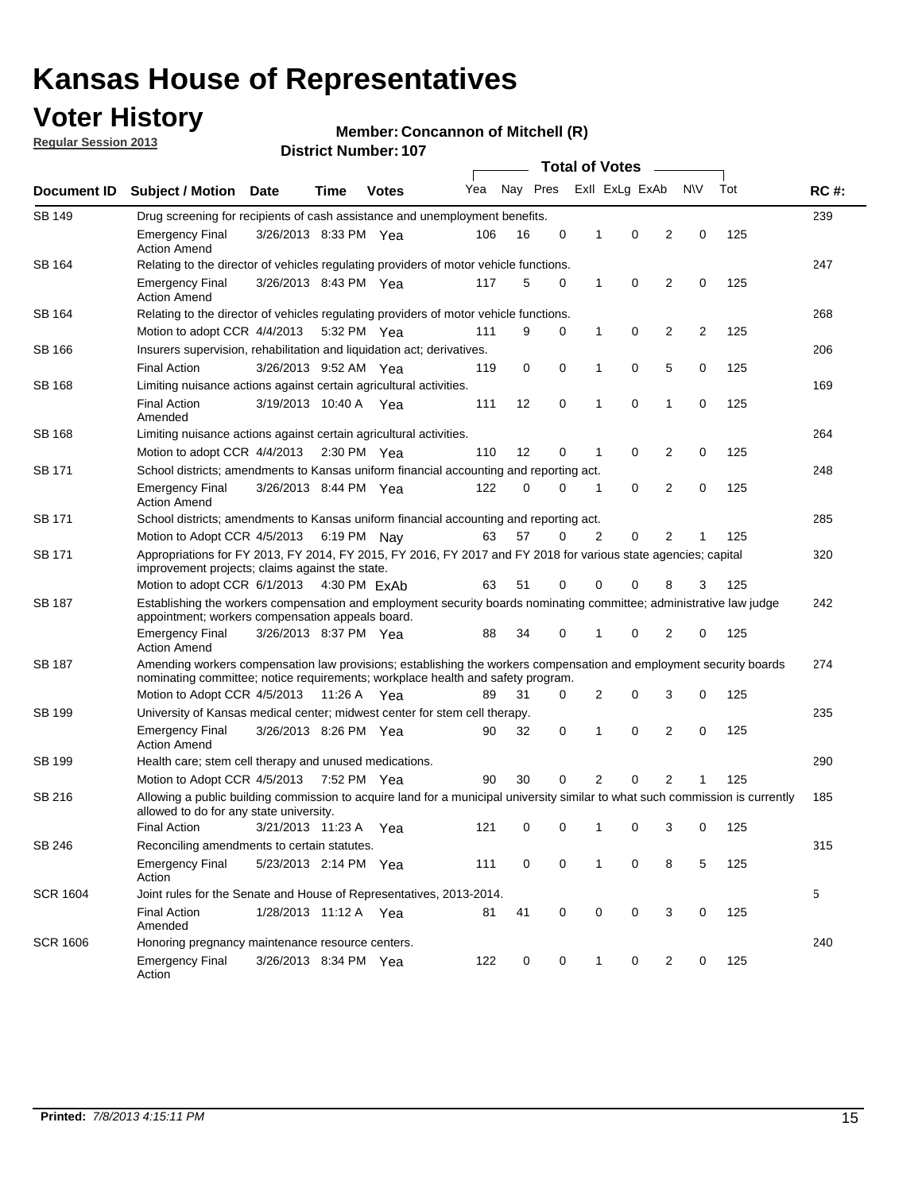# Kansas House of Representatives

## Voter History

**Regular Session 2013**

**Member: Concannon of Mitchell (R)**

**District Number: 107**

| Document ID | Subject / Motion | Date | Time | Votes | Yea | Nay | Pres | ExII | ExLg | ExAb | N\V | Tot | RC #: |
|---|---|---|---|---|---|---|---|---|---|---|---|---|---|
| SB 149 | Drug screening for recipients of cash assistance and unemployment benefits. | | | | | | | | | | | | 239 |
| | Emergency Final Action Amend | 3/26/2013 | 8:33 PM | Yea | 106 | 16 | 0 | 1 | 0 | 2 | 0 | 125 | |
| SB 164 | Relating to the director of vehicles regulating providers of motor vehicle functions. | | | | | | | | | | | | 247 |
| | Emergency Final Action Amend | 3/26/2013 | 8:43 PM | Yea | 117 | 5 | 0 | 1 | 0 | 2 | 0 | 125 | |
| SB 164 | Relating to the director of vehicles regulating providers of motor vehicle functions. | | | | | | | | | | | | 268 |
| | Motion to adopt CCR | 4/4/2013 | 5:32 PM | Yea | 111 | 9 | 0 | 1 | 0 | 2 | 2 | 125 | |
| SB 166 | Insurers supervision, rehabilitation and liquidation act; derivatives. | | | | | | | | | | | | 206 |
| | Final Action | 3/26/2013 | 9:52 AM | Yea | 119 | 0 | 0 | 1 | 0 | 5 | 0 | 125 | |
| SB 168 | Limiting nuisance actions against certain agricultural activities. | | | | | | | | | | | | 169 |
| | Final Action Amended | 3/19/2013 | 10:40 A | Yea | 111 | 12 | 0 | 1 | 0 | 1 | 0 | 125 | |
| SB 168 | Limiting nuisance actions against certain agricultural activities. | | | | | | | | | | | | 264 |
| | Motion to adopt CCR | 4/4/2013 | 2:30 PM | Yea | 110 | 12 | 0 | 1 | 0 | 2 | 0 | 125 | |
| SB 171 | School districts; amendments to Kansas uniform financial accounting and reporting act. | | | | | | | | | | | | 248 |
| | Emergency Final Action Amend | 3/26/2013 | 8:44 PM | Yea | 122 | 0 | 0 | 1 | 0 | 2 | 0 | 125 | |
| SB 171 | School districts; amendments to Kansas uniform financial accounting and reporting act. | | | | | | | | | | | | 285 |
| | Motion to Adopt CCR | 4/5/2013 | 6:19 PM | Nay | 63 | 57 | 0 | 2 | 0 | 2 | 1 | 125 | |
| SB 171 | Appropriations for FY 2013, FY 2014, FY 2015, FY 2016, FY 2017 and FY 2018 for various state agencies; capital improvement projects; claims against the state. | | | | | | | | | | | | 320 |
| | Motion to adopt CCR | 6/1/2013 | 4:30 PM | ExAb | 63 | 51 | 0 | 0 | 0 | 8 | 3 | 125 | |
| SB 187 | Establishing the workers compensation and employment security boards nominating committee; administrative law judge appointment; workers compensation appeals board. | | | | | | | | | | | | 242 |
| | Emergency Final Action Amend | 3/26/2013 | 8:37 PM | Yea | 88 | 34 | 0 | 1 | 0 | 2 | 0 | 125 | |
| SB 187 | Amending workers compensation law provisions; establishing the workers compensation and employment security boards nominating committee; notice requirements; workplace health and safety program. | | | | | | | | | | | | 274 |
| | Motion to Adopt CCR | 4/5/2013 | 11:26 A | Yea | 89 | 31 | 0 | 2 | 0 | 3 | 0 | 125 | |
| SB 199 | University of Kansas medical center; midwest center for stem cell therapy. | | | | | | | | | | | | 235 |
| | Emergency Final Action Amend | 3/26/2013 | 8:26 PM | Yea | 90 | 32 | 0 | 1 | 0 | 2 | 0 | 125 | |
| SB 199 | Health care; stem cell therapy and unused medications. | | | | | | | | | | | | 290 |
| | Motion to Adopt CCR | 4/5/2013 | 7:52 PM | Yea | 90 | 30 | 0 | 2 | 0 | 2 | 1 | 125 | |
| SB 216 | Allowing a public building commission to acquire land for a municipal university similar to what such commission is currently allowed to do for any state university. | | | | | | | | | | | | 185 |
| | Final Action | 3/21/2013 | 11:23 A | Yea | 121 | 0 | 0 | 1 | 0 | 3 | 0 | 125 | |
| SB 246 | Reconciling amendments to certain statutes. | | | | | | | | | | | | 315 |
| | Emergency Final Action | 5/23/2013 | 2:14 PM | Yea | 111 | 0 | 0 | 1 | 0 | 8 | 5 | 125 | |
| SCR 1604 | Joint rules for the Senate and House of Representatives, 2013-2014. | | | | | | | | | | | | 5 |
| | Final Action Amended | 1/28/2013 | 11:12 A | Yea | 81 | 41 | 0 | 0 | 0 | 3 | 0 | 125 | |
| SCR 1606 | Honoring pregnancy maintenance resource centers. | | | | | | | | | | | | 240 |
| | Emergency Final Action | 3/26/2013 | 8:34 PM | Yea | 122 | 0 | 0 | 1 | 0 | 2 | 0 | 125 | |

**Printed:** *7/8/2013 4:15:11 PM*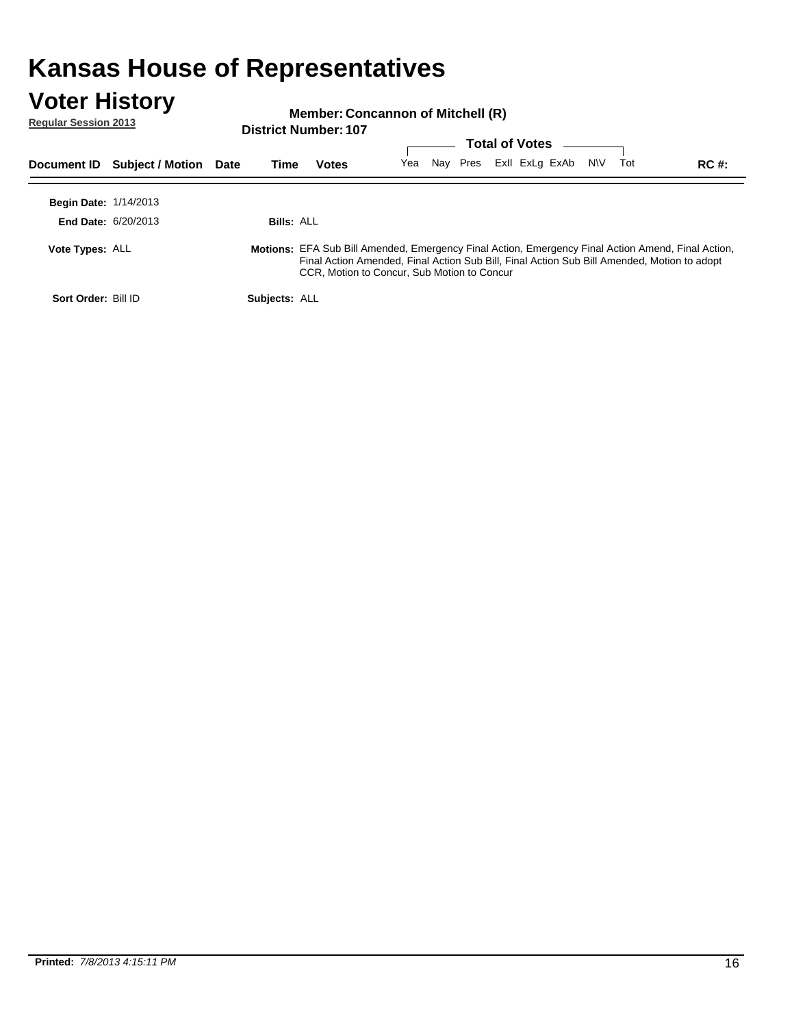# Kansas House of Representatives

## Voter History

**Regular Session 2013**

**Member:** Concannon of Mitchell (R)

**District Number:** 107

| Document ID | Subject / Motion | Date | Time | Votes | Yea | Nay | Pres | ExII | ExLg | ExAb | N\V | Tot | RC #: |
|---|---|---|---|---|---|---|---|---|---|---|---|---|---|

**Begin Date:** 1/14/2013

**End Date:** 6/20/2013

**Bills:** ALL

**Vote Types:** ALL

**Motions:** EFA Sub Bill Amended, Emergency Final Action, Emergency Final Action Amend, Final Action, Final Action Amended, Final Action Sub Bill, Final Action Sub Bill Amended, Motion to adopt CCR, Motion to Concur, Sub Motion to Concur

**Sort Order:** Bill ID

**Subjects:** ALL

**Printed:** *7/8/2013 4:15:11 PM*